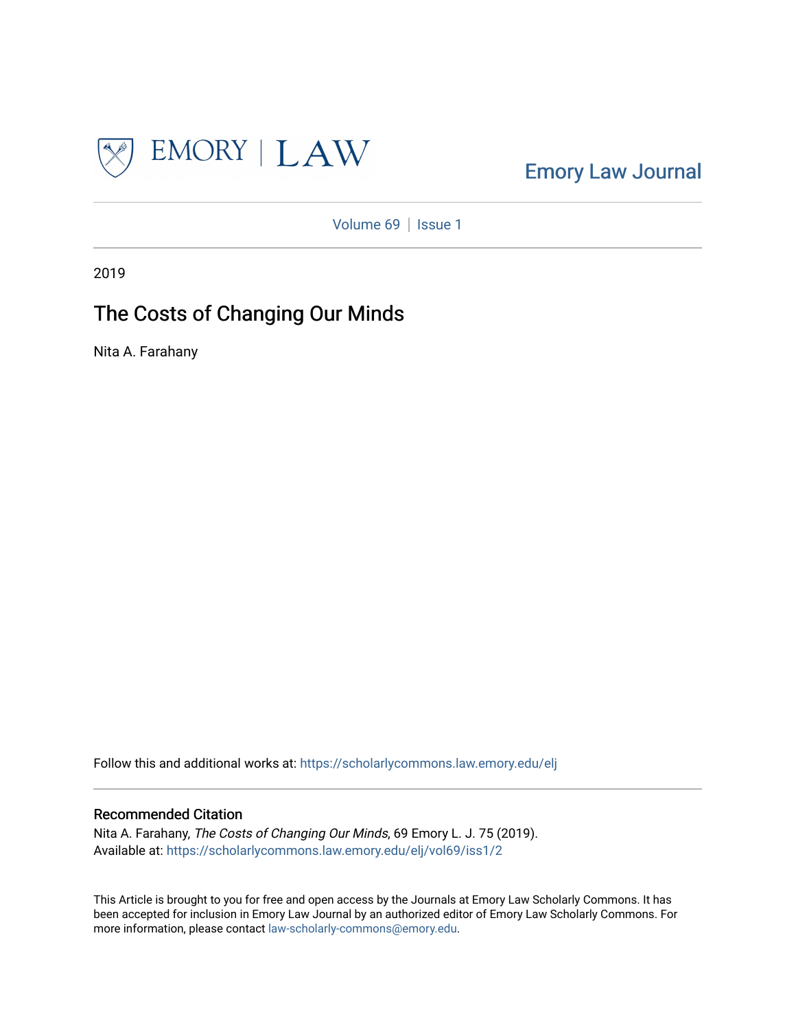Emory Law Journal

Volume 69 | Issue 1

2019

# The Costs of Changing Our Minds

Nita A. Farahany

Follow this and additional works at: https://scholarlycommons.law.emory.edu/elj

## Recommended Citation

Nita A. Farahany, *The Costs of Changing Our Minds*, 69 Emory L. J. 75 (2019).
Available at: https://scholarlycommons.law.emory.edu/elj/vol69/iss1/2

This Article is brought to you for free and open access by the Journals at Emory Law Scholarly Commons. It has been accepted for inclusion in Emory Law Journal by an authorized editor of Emory Law Scholarly Commons. For more information, please contact law-scholarly-commons@emory.edu.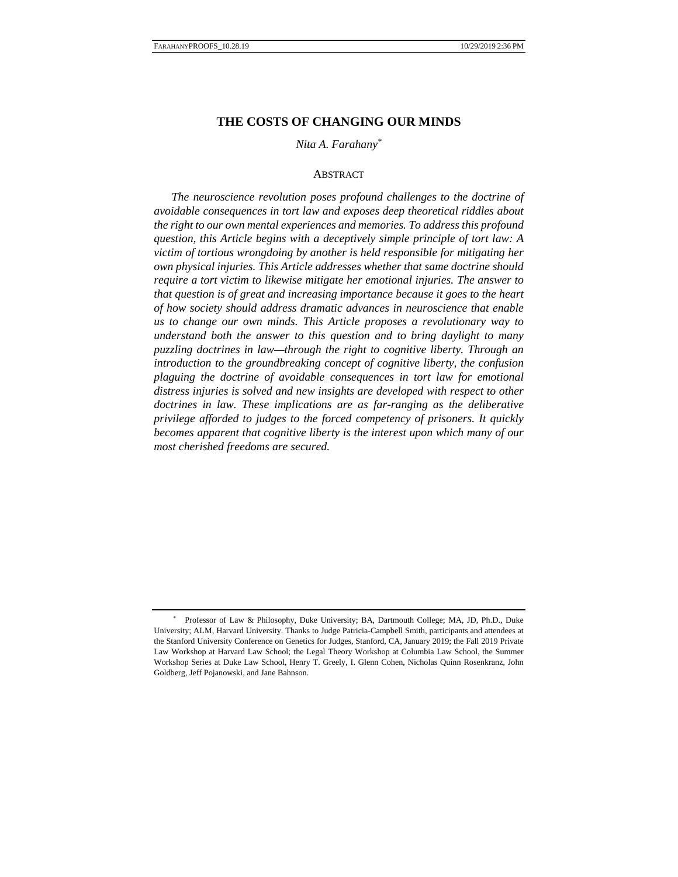# THE COSTS OF CHANGING OUR MINDS

*Nita A. Farahany*[*]

## ABSTRACT

*The neuroscience revolution poses profound challenges to the doctrine of avoidable consequences in tort law and exposes deep theoretical riddles about the right to our own mental experiences and memories. To address this profound question, this Article begins with a deceptively simple principle of tort law: A victim of tortious wrongdoing by another is held responsible for mitigating her own physical injuries. This Article addresses whether that same doctrine should require a tort victim to likewise mitigate her emotional injuries. The answer to that question is of great and increasing importance because it goes to the heart of how society should address dramatic advances in neuroscience that enable us to change our own minds. This Article proposes a revolutionary way to understand both the answer to this question and to bring daylight to many puzzling doctrines in law—through the right to cognitive liberty. Through an introduction to the groundbreaking concept of cognitive liberty, the confusion plaguing the doctrine of avoidable consequences in tort law for emotional distress injuries is solved and new insights are developed with respect to other doctrines in law. These implications are as far-ranging as the deliberative privilege afforded to judges to the forced competency of prisoners. It quickly becomes apparent that cognitive liberty is the interest upon which many of our most cherished freedoms are secured.*

---

[*] Professor of Law & Philosophy, Duke University; BA, Dartmouth College; MA, JD, Ph.D., Duke University; ALM, Harvard University. Thanks to Judge Patricia-Campbell Smith, participants and attendees at the Stanford University Conference on Genetics for Judges, Stanford, CA, January 2019; the Fall 2019 Private Law Workshop at Harvard Law School; the Legal Theory Workshop at Columbia Law School, the Summer Workshop Series at Duke Law School, Henry T. Greely, I. Glenn Cohen, Nicholas Quinn Rosenkranz, John Goldberg, Jeff Pojanowski, and Jane Bahnson.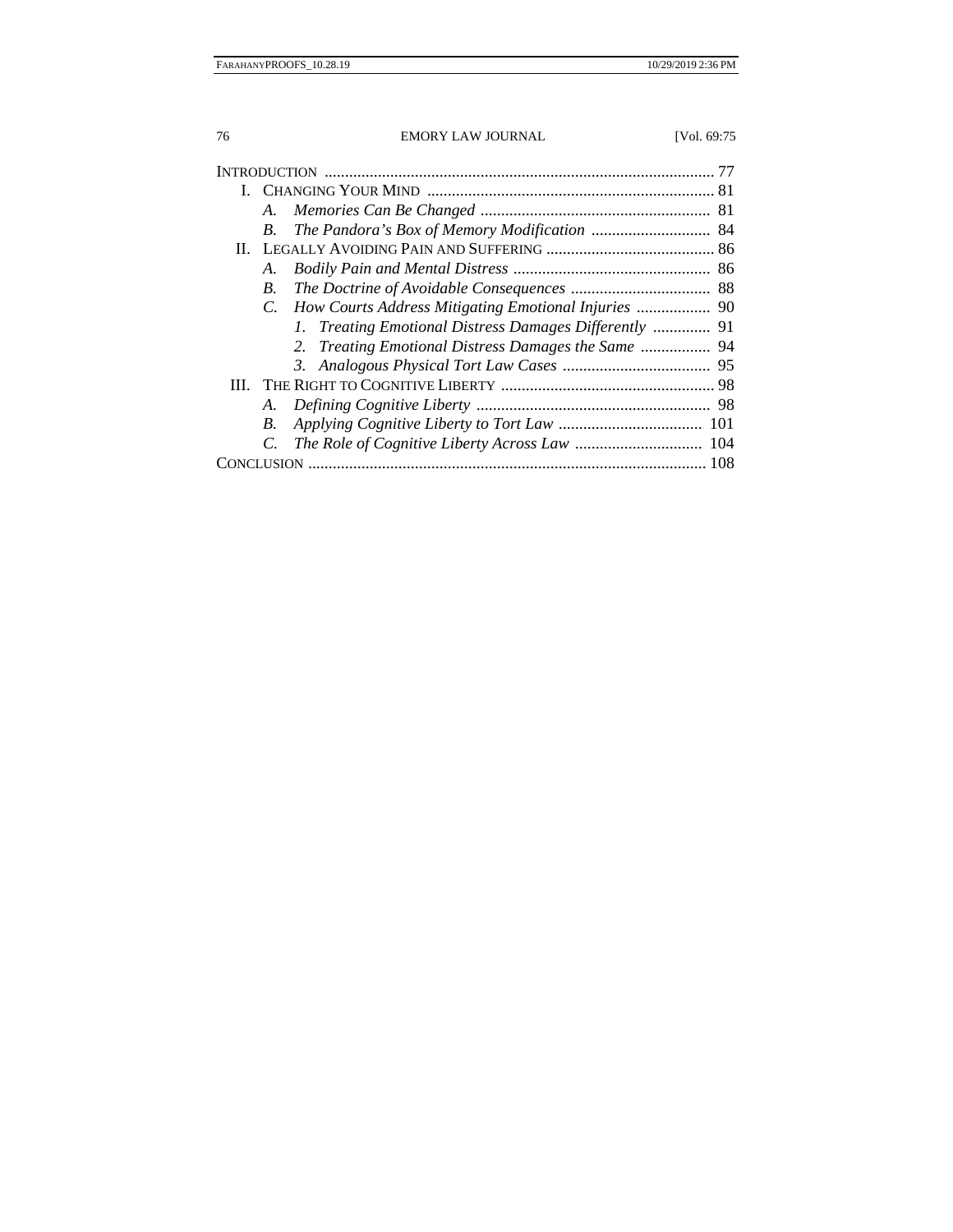INTRODUCTION ..................................................................................... 77

I. CHANGING YOUR MIND ..................................................................... 81

   A. *Memories Can Be Changed* ........................................................ 81

   B. *The Pandora's Box of Memory Modification* ............................. 84

II. LEGALLY AVOIDING PAIN AND SUFFERING ......................................... 86

   A. *Bodily Pain and Mental Distress* ................................................ 86

   B. *The Doctrine of Avoidable Consequences* .................................. 88

   C. *How Courts Address Mitigating Emotional Injuries* .................. 90

      1. *Treating Emotional Distress Damages Differently* .............. 91

      2. *Treating Emotional Distress Damages the Same* ................. 94

      3. *Analogous Physical Tort Law Cases* .................................... 95

III. THE RIGHT TO COGNITIVE LIBERTY .................................................... 98

   A. *Defining Cognitive Liberty* ......................................................... 98

   B. *Applying Cognitive Liberty to Tort Law* .................................. 101

   C. *The Role of Cognitive Liberty Across Law* ............................... 104

CONCLUSION ....................................................................................... 108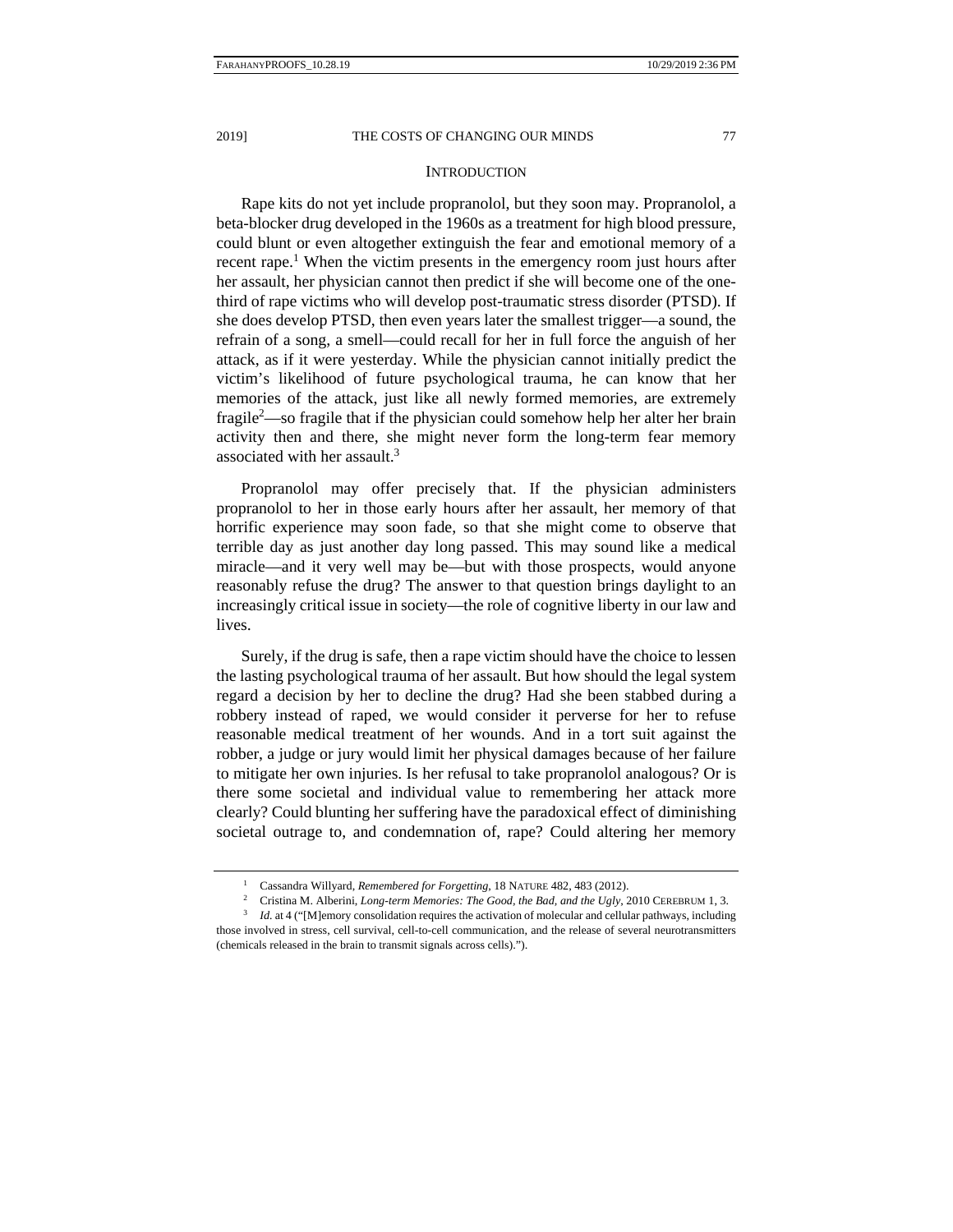## INTRODUCTION

Rape kits do not yet include propranolol, but they soon may. Propranolol, a beta-blocker drug developed in the 1960s as a treatment for high blood pressure, could blunt or even altogether extinguish the fear and emotional memory of a recent rape.[1] When the victim presents in the emergency room just hours after her assault, her physician cannot then predict if she will become one of the one-third of rape victims who will develop post-traumatic stress disorder (PTSD). If she does develop PTSD, then even years later the smallest trigger—a sound, the refrain of a song, a smell—could recall for her in full force the anguish of her attack, as if it were yesterday. While the physician cannot initially predict the victim's likelihood of future psychological trauma, he can know that her memories of the attack, just like all newly formed memories, are extremely fragile[2]—so fragile that if the physician could somehow help her alter her brain activity then and there, she might never form the long-term fear memory associated with her assault.[3]

Propranolol may offer precisely that. If the physician administers propranolol to her in those early hours after her assault, her memory of that horrific experience may soon fade, so that she might come to observe that terrible day as just another day long passed. This may sound like a medical miracle—and it very well may be—but with those prospects, would anyone reasonably refuse the drug? The answer to that question brings daylight to an increasingly critical issue in society—the role of cognitive liberty in our law and lives.

Surely, if the drug is safe, then a rape victim should have the choice to lessen the lasting psychological trauma of her assault. But how should the legal system regard a decision by her to decline the drug? Had she been stabbed during a robbery instead of raped, we would consider it perverse for her to refuse reasonable medical treatment of her wounds. And in a tort suit against the robber, a judge or jury would limit her physical damages because of her failure to mitigate her own injuries. Is her refusal to take propranolol analogous? Or is there some societal and individual value to remembering her attack more clearly? Could blunting her suffering have the paradoxical effect of diminishing societal outrage to, and condemnation of, rape? Could altering her memory

---

[1] Cassandra Willyard, *Remembered for Forgetting*, 18 NATURE 482, 483 (2012).

[2] Cristina M. Alberini, *Long-term Memories: The Good, the Bad, and the Ugly*, 2010 CEREBRUM 1, 3.

[3] *Id.* at 4 ("[M]emory consolidation requires the activation of molecular and cellular pathways, including those involved in stress, cell survival, cell-to-cell communication, and the release of several neurotransmitters (chemicals released in the brain to transmit signals across cells).").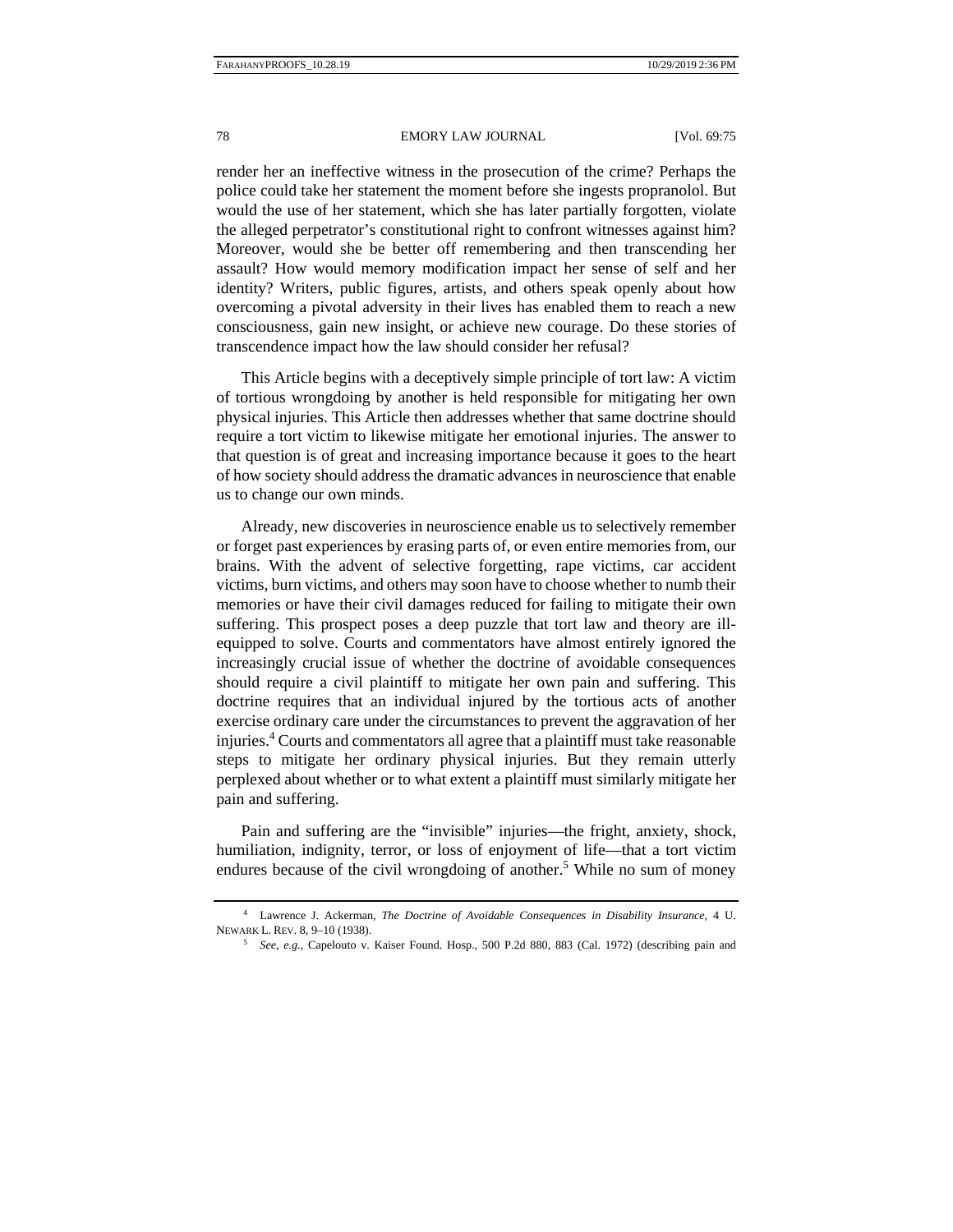render her an ineffective witness in the prosecution of the crime? Perhaps the police could take her statement the moment before she ingests propranolol. But would the use of her statement, which she has later partially forgotten, violate the alleged perpetrator's constitutional right to confront witnesses against him? Moreover, would she be better off remembering and then transcending her assault? How would memory modification impact her sense of self and her identity? Writers, public figures, artists, and others speak openly about how overcoming a pivotal adversity in their lives has enabled them to reach a new consciousness, gain new insight, or achieve new courage. Do these stories of transcendence impact how the law should consider her refusal?

This Article begins with a deceptively simple principle of tort law: A victim of tortious wrongdoing by another is held responsible for mitigating her own physical injuries. This Article then addresses whether that same doctrine should require a tort victim to likewise mitigate her emotional injuries. The answer to that question is of great and increasing importance because it goes to the heart of how society should address the dramatic advances in neuroscience that enable us to change our own minds.

Already, new discoveries in neuroscience enable us to selectively remember or forget past experiences by erasing parts of, or even entire memories from, our brains. With the advent of selective forgetting, rape victims, car accident victims, burn victims, and others may soon have to choose whether to numb their memories or have their civil damages reduced for failing to mitigate their own suffering. This prospect poses a deep puzzle that tort law and theory are ill-equipped to solve. Courts and commentators have almost entirely ignored the increasingly crucial issue of whether the doctrine of avoidable consequences should require a civil plaintiff to mitigate her own pain and suffering. This doctrine requires that an individual injured by the tortious acts of another exercise ordinary care under the circumstances to prevent the aggravation of her injuries.[4] Courts and commentators all agree that a plaintiff must take reasonable steps to mitigate her ordinary physical injuries. But they remain utterly perplexed about whether or to what extent a plaintiff must similarly mitigate her pain and suffering.

Pain and suffering are the "invisible" injuries—the fright, anxiety, shock, humiliation, indignity, terror, or loss of enjoyment of life—that a tort victim endures because of the civil wrongdoing of another.[5] While no sum of money

---

[4] Lawrence J. Ackerman, *The Doctrine of Avoidable Consequences in Disability Insurance*, 4 U. NEWARK L. REV. 8, 9–10 (1938).

[5] *See, e.g.*, Capelouto v. Kaiser Found. Hosp., 500 P.2d 880, 883 (Cal. 1972) (describing pain and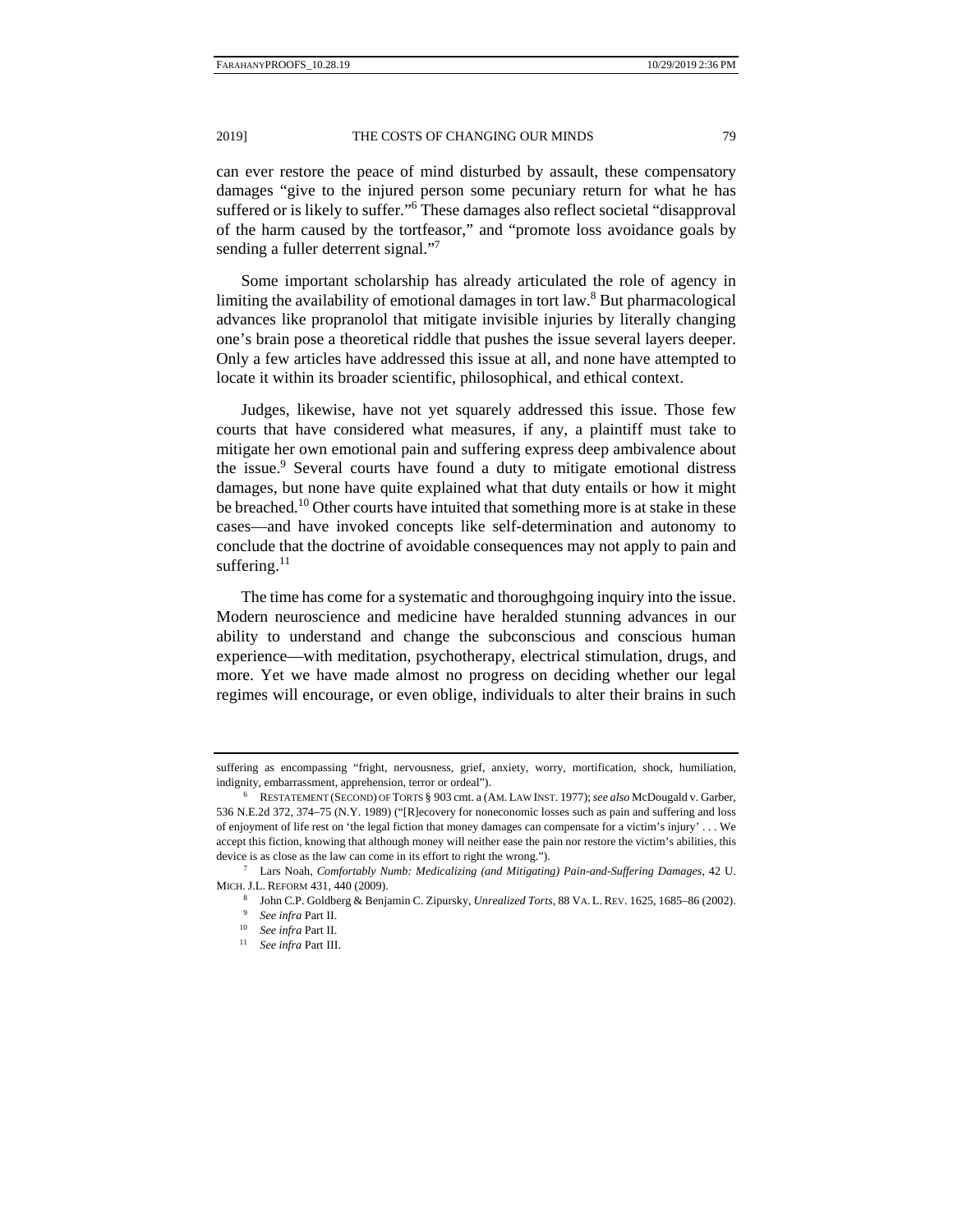can ever restore the peace of mind disturbed by assault, these compensatory damages "give to the injured person some pecuniary return for what he has suffered or is likely to suffer."[6] These damages also reflect societal "disapproval of the harm caused by the tortfeasor," and "promote loss avoidance goals by sending a fuller deterrent signal."[7]

Some important scholarship has already articulated the role of agency in limiting the availability of emotional damages in tort law.[8] But pharmacological advances like propranolol that mitigate invisible injuries by literally changing one's brain pose a theoretical riddle that pushes the issue several layers deeper. Only a few articles have addressed this issue at all, and none have attempted to locate it within its broader scientific, philosophical, and ethical context.

Judges, likewise, have not yet squarely addressed this issue. Those few courts that have considered what measures, if any, a plaintiff must take to mitigate her own emotional pain and suffering express deep ambivalence about the issue.[9] Several courts have found a duty to mitigate emotional distress damages, but none have quite explained what that duty entails or how it might be breached.[10] Other courts have intuited that something more is at stake in these cases—and have invoked concepts like self-determination and autonomy to conclude that the doctrine of avoidable consequences may not apply to pain and suffering.[11]

The time has come for a systematic and thoroughgoing inquiry into the issue. Modern neuroscience and medicine have heralded stunning advances in our ability to understand and change the subconscious and conscious human experience—with meditation, psychotherapy, electrical stimulation, drugs, and more. Yet we have made almost no progress on deciding whether our legal regimes will encourage, or even oblige, individuals to alter their brains in such

---

suffering as encompassing "fright, nervousness, grief, anxiety, worry, mortification, shock, humiliation, indignity, embarrassment, apprehension, terror or ordeal").

[6] RESTATEMENT (SECOND) OF TORTS § 903 cmt. a (AM. LAW INST. 1977); *see also* McDougald v. Garber, 536 N.E.2d 372, 374–75 (N.Y. 1989) ("[R]ecovery for noneconomic losses such as pain and suffering and loss of enjoyment of life rest on 'the legal fiction that money damages can compensate for a victim's injury' . . . We accept this fiction, knowing that although money will neither ease the pain nor restore the victim's abilities, this device is as close as the law can come in its effort to right the wrong.").

[7] Lars Noah, *Comfortably Numb: Medicalizing (and Mitigating) Pain-and-Suffering Damages*, 42 U. MICH. J.L. REFORM 431, 440 (2009).

[8] John C.P. Goldberg & Benjamin C. Zipursky, *Unrealized Torts*, 88 VA. L. REV. 1625, 1685–86 (2002).

[9] *See infra* Part II.

[10] *See infra* Part II.

[11] *See infra* Part III.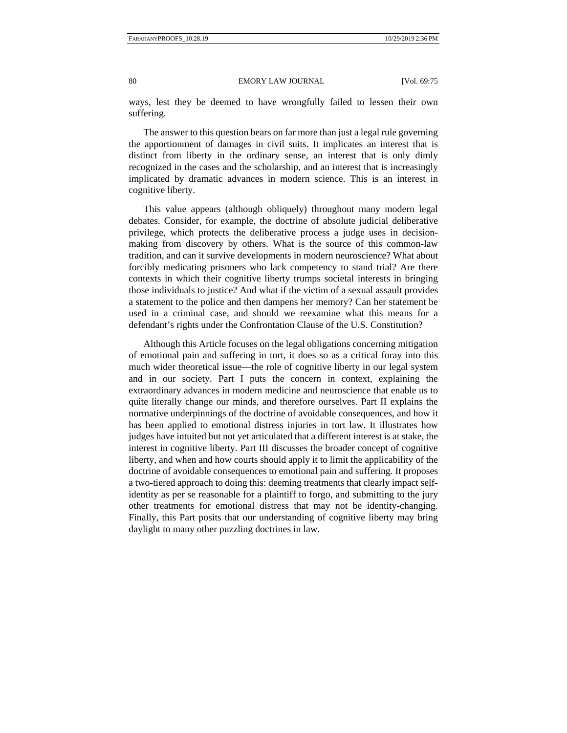ways, lest they be deemed to have wrongfully failed to lessen their own suffering.

The answer to this question bears on far more than just a legal rule governing the apportionment of damages in civil suits. It implicates an interest that is distinct from liberty in the ordinary sense, an interest that is only dimly recognized in the cases and the scholarship, and an interest that is increasingly implicated by dramatic advances in modern science. This is an interest in cognitive liberty.

This value appears (although obliquely) throughout many modern legal debates. Consider, for example, the doctrine of absolute judicial deliberative privilege, which protects the deliberative process a judge uses in decision-making from discovery by others. What is the source of this common-law tradition, and can it survive developments in modern neuroscience? What about forcibly medicating prisoners who lack competency to stand trial? Are there contexts in which their cognitive liberty trumps societal interests in bringing those individuals to justice? And what if the victim of a sexual assault provides a statement to the police and then dampens her memory? Can her statement be used in a criminal case, and should we reexamine what this means for a defendant's rights under the Confrontation Clause of the U.S. Constitution?

Although this Article focuses on the legal obligations concerning mitigation of emotional pain and suffering in tort, it does so as a critical foray into this much wider theoretical issue—the role of cognitive liberty in our legal system and in our society. Part I puts the concern in context, explaining the extraordinary advances in modern medicine and neuroscience that enable us to quite literally change our minds, and therefore ourselves. Part II explains the normative underpinnings of the doctrine of avoidable consequences, and how it has been applied to emotional distress injuries in tort law. It illustrates how judges have intuited but not yet articulated that a different interest is at stake, the interest in cognitive liberty. Part III discusses the broader concept of cognitive liberty, and when and how courts should apply it to limit the applicability of the doctrine of avoidable consequences to emotional pain and suffering. It proposes a two-tiered approach to doing this: deeming treatments that clearly impact self-identity as per se reasonable for a plaintiff to forgo, and submitting to the jury other treatments for emotional distress that may not be identity-changing. Finally, this Part posits that our understanding of cognitive liberty may bring daylight to many other puzzling doctrines in law.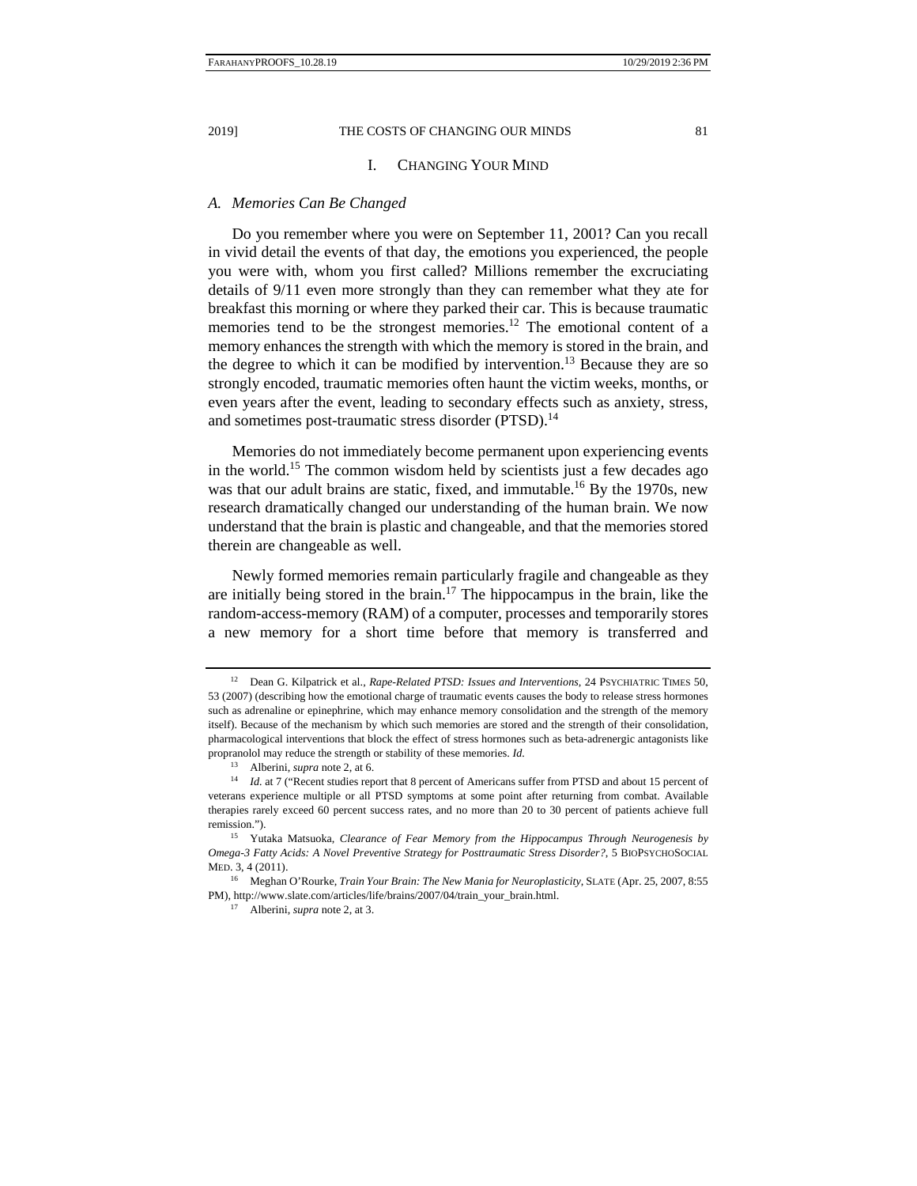## I. Changing Your Mind

### A. Memories Can Be Changed

Do you remember where you were on September 11, 2001? Can you recall in vivid detail the events of that day, the emotions you experienced, the people you were with, whom you first called? Millions remember the excruciating details of 9/11 even more strongly than they can remember what they ate for breakfast this morning or where they parked their car. This is because traumatic memories tend to be the strongest memories.[12] The emotional content of a memory enhances the strength with which the memory is stored in the brain, and the degree to which it can be modified by intervention.[13] Because they are so strongly encoded, traumatic memories often haunt the victim weeks, months, or even years after the event, leading to secondary effects such as anxiety, stress, and sometimes post-traumatic stress disorder (PTSD).[14]

Memories do not immediately become permanent upon experiencing events in the world.[15] The common wisdom held by scientists just a few decades ago was that our adult brains are static, fixed, and immutable.[16] By the 1970s, new research dramatically changed our understanding of the human brain. We now understand that the brain is plastic and changeable, and that the memories stored therein are changeable as well.

Newly formed memories remain particularly fragile and changeable as they are initially being stored in the brain.[17] The hippocampus in the brain, like the random-access-memory (RAM) of a computer, processes and temporarily stores a new memory for a short time before that memory is transferred and

---

[12] Dean G. Kilpatrick et al., *Rape-Related PTSD: Issues and Interventions*, 24 Psychiatric Times 50, 53 (2007) (describing how the emotional charge of traumatic events causes the body to release stress hormones such as adrenaline or epinephrine, which may enhance memory consolidation and the strength of the memory itself). Because of the mechanism by which such memories are stored and the strength of their consolidation, pharmacological interventions that block the effect of stress hormones such as beta-adrenergic antagonists like propranolol may reduce the strength or stability of these memories. *Id.*

[13] Alberini, *supra* note 2, at 6.

[14] *Id.* at 7 ("Recent studies report that 8 percent of Americans suffer from PTSD and about 15 percent of veterans experience multiple or all PTSD symptoms at some point after returning from combat. Available therapies rarely exceed 60 percent success rates, and no more than 20 to 30 percent of patients achieve full remission.").

[15] Yutaka Matsuoka, *Clearance of Fear Memory from the Hippocampus Through Neurogenesis by Omega-3 Fatty Acids: A Novel Preventive Strategy for Posttraumatic Stress Disorder?*, 5 BioPsychoSocial Med. 3, 4 (2011).

[16] Meghan O'Rourke, *Train Your Brain: The New Mania for Neuroplasticity*, Slate (Apr. 25, 2007, 8:55 PM), http://www.slate.com/articles/life/brains/2007/04/train_your_brain.html.

[17] Alberini, *supra* note 2, at 3.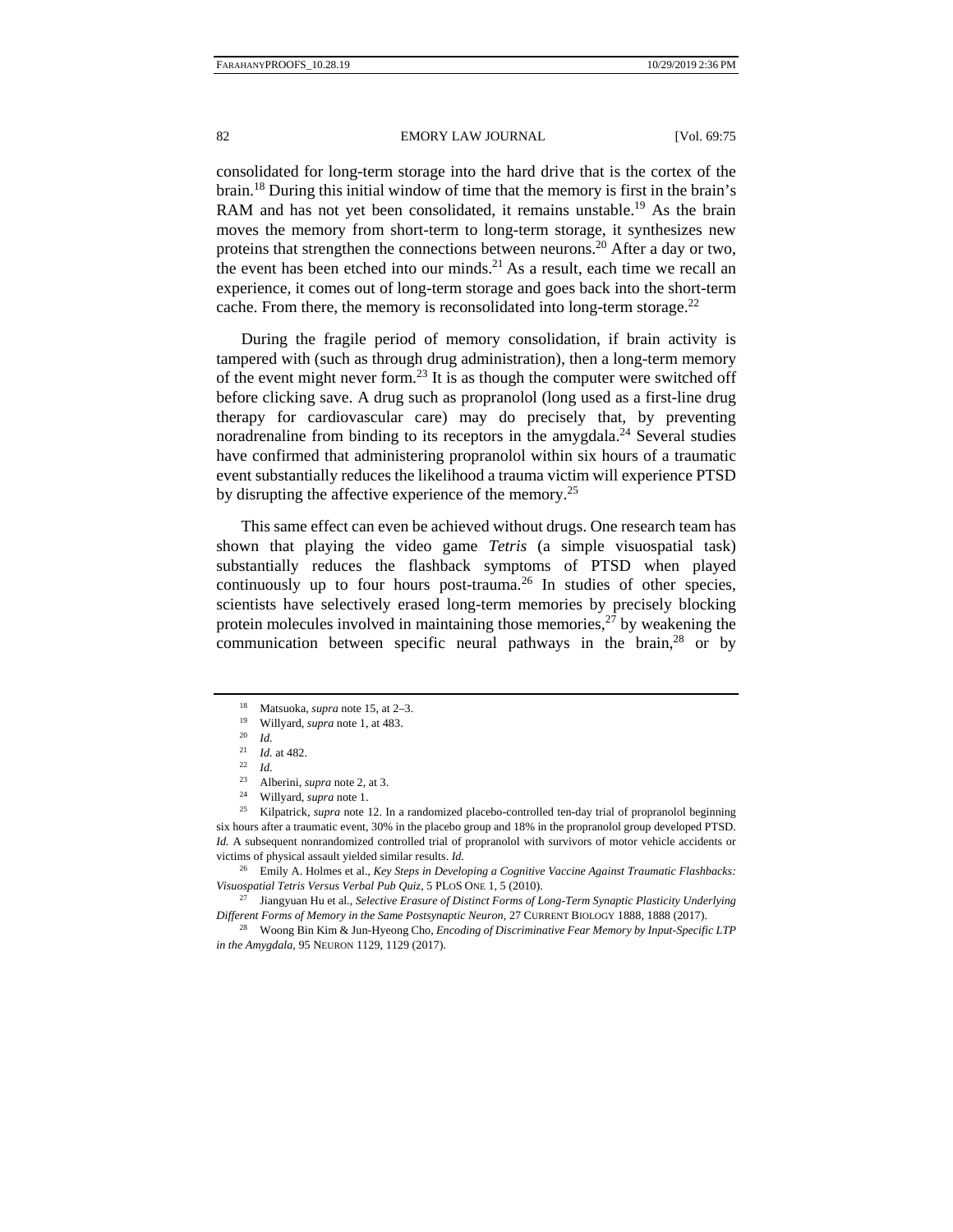consolidated for long-term storage into the hard drive that is the cortex of the brain.[18] During this initial window of time that the memory is first in the brain's RAM and has not yet been consolidated, it remains unstable.[19] As the brain moves the memory from short-term to long-term storage, it synthesizes new proteins that strengthen the connections between neurons.[20] After a day or two, the event has been etched into our minds.[21] As a result, each time we recall an experience, it comes out of long-term storage and goes back into the short-term cache. From there, the memory is reconsolidated into long-term storage.[22]

During the fragile period of memory consolidation, if brain activity is tampered with (such as through drug administration), then a long-term memory of the event might never form.[23] It is as though the computer were switched off before clicking save. A drug such as propranolol (long used as a first-line drug therapy for cardiovascular care) may do precisely that, by preventing noradrenaline from binding to its receptors in the amygdala.[24] Several studies have confirmed that administering propranolol within six hours of a traumatic event substantially reduces the likelihood a trauma victim will experience PTSD by disrupting the affective experience of the memory.[25]

This same effect can even be achieved without drugs. One research team has shown that playing the video game *Tetris* (a simple visuospatial task) substantially reduces the flashback symptoms of PTSD when played continuously up to four hours post-trauma.[26] In studies of other species, scientists have selectively erased long-term memories by precisely blocking protein molecules involved in maintaining those memories,[27] by weakening the communication between specific neural pathways in the brain,[28] or by

---

[18] Matsuoka, *supra* note 15, at 2–3.

[19] Willyard, *supra* note 1, at 483.

[20] *Id.*

[21] *Id.* at 482.

[22] *Id.*

[23] Alberini, *supra* note 2, at 3.

[24] Willyard, *supra* note 1.

[25] Kilpatrick, *supra* note 12. In a randomized placebo-controlled ten-day trial of propranolol beginning six hours after a traumatic event, 30% in the placebo group and 18% in the propranolol group developed PTSD. *Id.* A subsequent nonrandomized controlled trial of propranolol with survivors of motor vehicle accidents or victims of physical assault yielded similar results. *Id.*

[26] Emily A. Holmes et al., *Key Steps in Developing a Cognitive Vaccine Against Traumatic Flashbacks: Visuospatial Tetris Versus Verbal Pub Quiz*, 5 PLoS ONE 1, 5 (2010).

[27] Jiangyuan Hu et al., *Selective Erasure of Distinct Forms of Long-Term Synaptic Plasticity Underlying Different Forms of Memory in the Same Postsynaptic Neuron*, 27 CURRENT BIOLOGY 1888, 1888 (2017).

[28] Woong Bin Kim & Jun-Hyeong Cho, *Encoding of Discriminative Fear Memory by Input-Specific LTP in the Amygdala*, 95 NEURON 1129, 1129 (2017).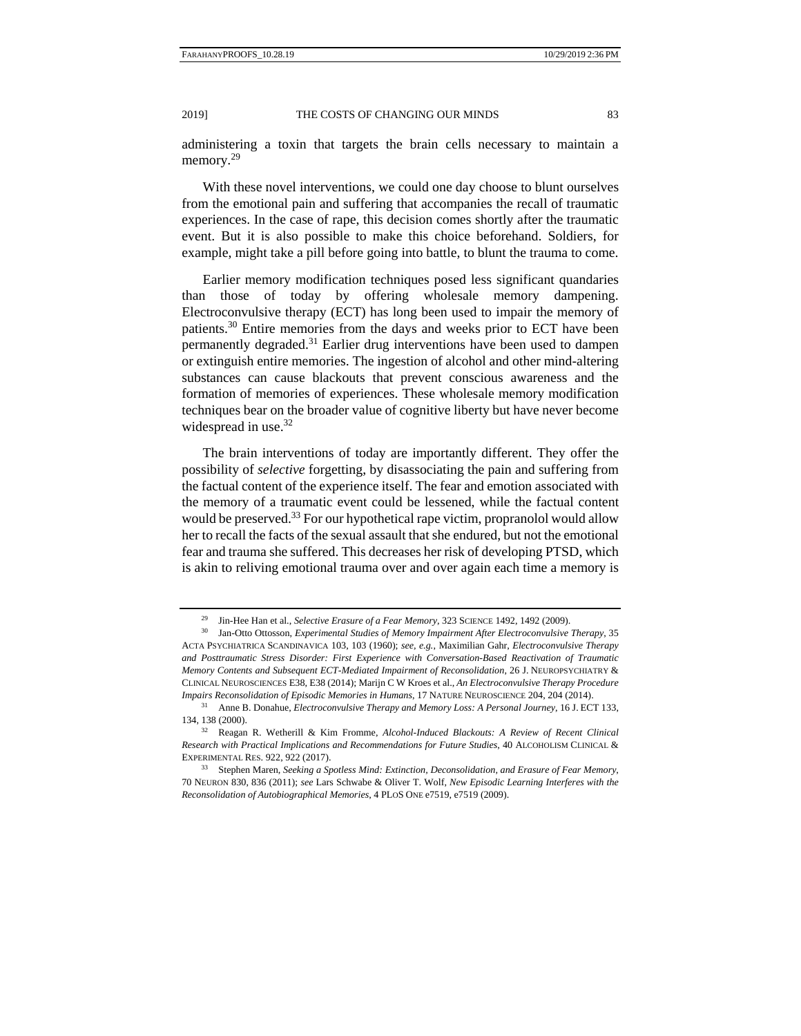administering a toxin that targets the brain cells necessary to maintain a memory.[29]

With these novel interventions, we could one day choose to blunt ourselves from the emotional pain and suffering that accompanies the recall of traumatic experiences. In the case of rape, this decision comes shortly after the traumatic event. But it is also possible to make this choice beforehand. Soldiers, for example, might take a pill before going into battle, to blunt the trauma to come.

Earlier memory modification techniques posed less significant quandaries than those of today by offering wholesale memory dampening. Electroconvulsive therapy (ECT) has long been used to impair the memory of patients.[30] Entire memories from the days and weeks prior to ECT have been permanently degraded.[31] Earlier drug interventions have been used to dampen or extinguish entire memories. The ingestion of alcohol and other mind-altering substances can cause blackouts that prevent conscious awareness and the formation of memories of experiences. These wholesale memory modification techniques bear on the broader value of cognitive liberty but have never become widespread in use.[32]

The brain interventions of today are importantly different. They offer the possibility of *selective* forgetting, by disassociating the pain and suffering from the factual content of the experience itself. The fear and emotion associated with the memory of a traumatic event could be lessened, while the factual content would be preserved.[33] For our hypothetical rape victim, propranolol would allow her to recall the facts of the sexual assault that she endured, but not the emotional fear and trauma she suffered. This decreases her risk of developing PTSD, which is akin to reliving emotional trauma over and over again each time a memory is

---

[29] Jin-Hee Han et al., *Selective Erasure of a Fear Memory*, 323 SCIENCE 1492, 1492 (2009).

[30] Jan-Otto Ottosson, *Experimental Studies of Memory Impairment After Electroconvulsive Therapy*, 35 ACTA PSYCHIATRICA SCANDINAVICA 103, 103 (1960); *see, e.g.*, Maximilian Gahr, *Electroconvulsive Therapy and Posttraumatic Stress Disorder: First Experience with Conversation-Based Reactivation of Traumatic Memory Contents and Subsequent ECT-Mediated Impairment of Reconsolidation*, 26 J. NEUROPSYCHIATRY & CLINICAL NEUROSCIENCES E38, E38 (2014); Marijn C W Kroes et al., *An Electroconvulsive Therapy Procedure Impairs Reconsolidation of Episodic Memories in Humans*, 17 NATURE NEUROSCIENCE 204, 204 (2014).

[31] Anne B. Donahue, *Electroconvulsive Therapy and Memory Loss: A Personal Journey*, 16 J. ECT 133, 134, 138 (2000).

[32] Reagan R. Wetherill & Kim Fromme, *Alcohol-Induced Blackouts: A Review of Recent Clinical Research with Practical Implications and Recommendations for Future Studies*, 40 ALCOHOLISM CLINICAL & EXPERIMENTAL RES. 922, 922 (2017).

[33] Stephen Maren, *Seeking a Spotless Mind: Extinction, Deconsolidation, and Erasure of Fear Memory*, 70 NEURON 830, 836 (2011); *see* Lars Schwabe & Oliver T. Wolf, *New Episodic Learning Interferes with the Reconsolidation of Autobiographical Memories*, 4 PLOS ONE e7519, e7519 (2009).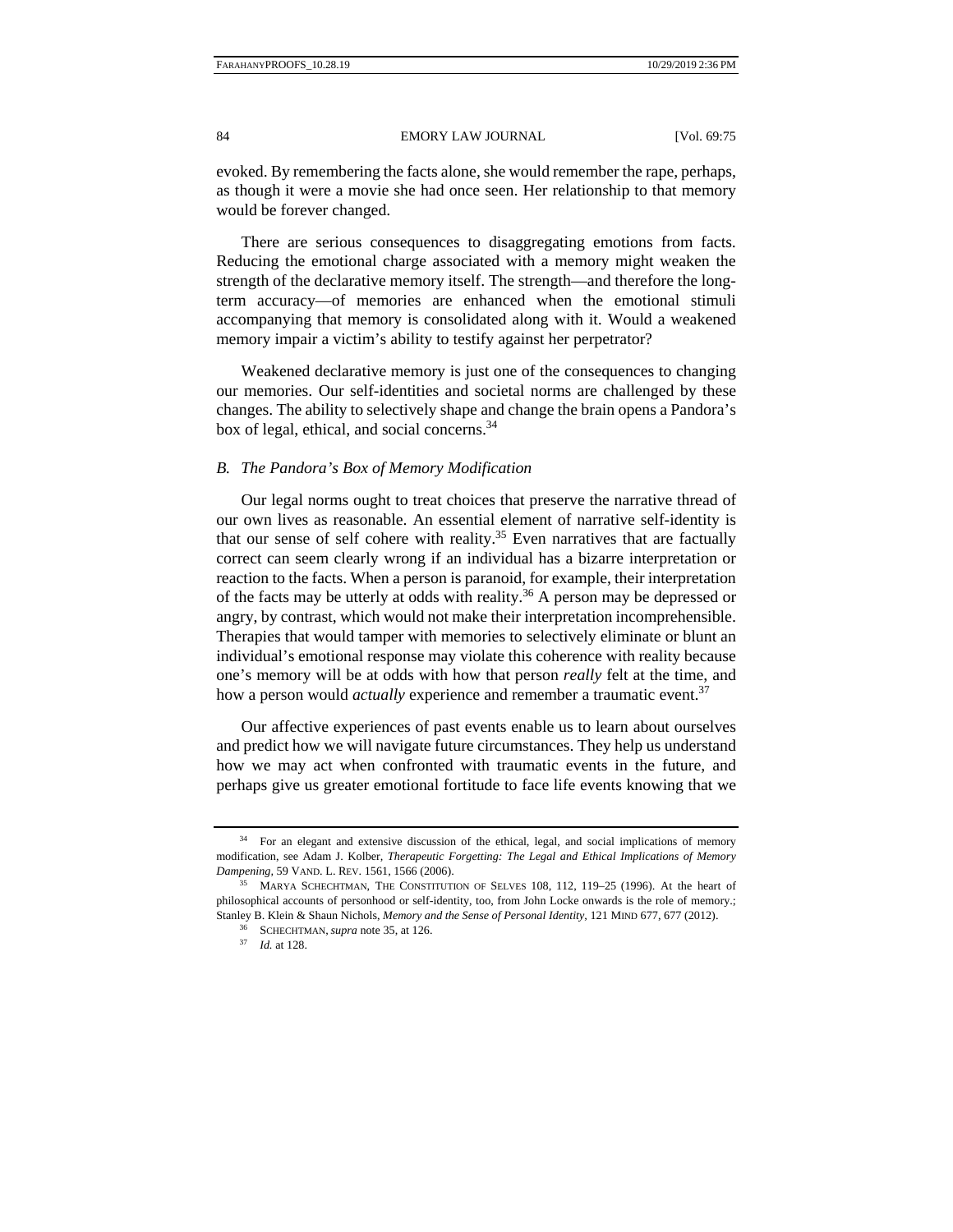evoked. By remembering the facts alone, she would remember the rape, perhaps, as though it were a movie she had once seen. Her relationship to that memory would be forever changed.

There are serious consequences to disaggregating emotions from facts. Reducing the emotional charge associated with a memory might weaken the strength of the declarative memory itself. The strength—and therefore the long-term accuracy—of memories are enhanced when the emotional stimuli accompanying that memory is consolidated along with it. Would a weakened memory impair a victim's ability to testify against her perpetrator?

Weakened declarative memory is just one of the consequences to changing our memories. Our self-identities and societal norms are challenged by these changes. The ability to selectively shape and change the brain opens a Pandora's box of legal, ethical, and social concerns.[34]

### *B. The Pandora's Box of Memory Modification*

Our legal norms ought to treat choices that preserve the narrative thread of our own lives as reasonable. An essential element of narrative self-identity is that our sense of self cohere with reality.[35] Even narratives that are factually correct can seem clearly wrong if an individual has a bizarre interpretation or reaction to the facts. When a person is paranoid, for example, their interpretation of the facts may be utterly at odds with reality.[36] A person may be depressed or angry, by contrast, which would not make their interpretation incomprehensible. Therapies that would tamper with memories to selectively eliminate or blunt an individual's emotional response may violate this coherence with reality because one's memory will be at odds with how that person *really* felt at the time, and how a person would *actually* experience and remember a traumatic event.[37]

Our affective experiences of past events enable us to learn about ourselves and predict how we will navigate future circumstances. They help us understand how we may act when confronted with traumatic events in the future, and perhaps give us greater emotional fortitude to face life events knowing that we

---

[34] For an elegant and extensive discussion of the ethical, legal, and social implications of memory modification, see Adam J. Kolber, *Therapeutic Forgetting: The Legal and Ethical Implications of Memory Dampening*, 59 VAND. L. REV. 1561, 1566 (2006).

[35] MARYA SCHECHTMAN, THE CONSTITUTION OF SELVES 108, 112, 119–25 (1996). At the heart of philosophical accounts of personhood or self-identity, too, from John Locke onwards is the role of memory.; Stanley B. Klein & Shaun Nichols, *Memory and the Sense of Personal Identity*, 121 MIND 677, 677 (2012).

[36] SCHECHTMAN, *supra* note 35, at 126.

[37] *Id.* at 128.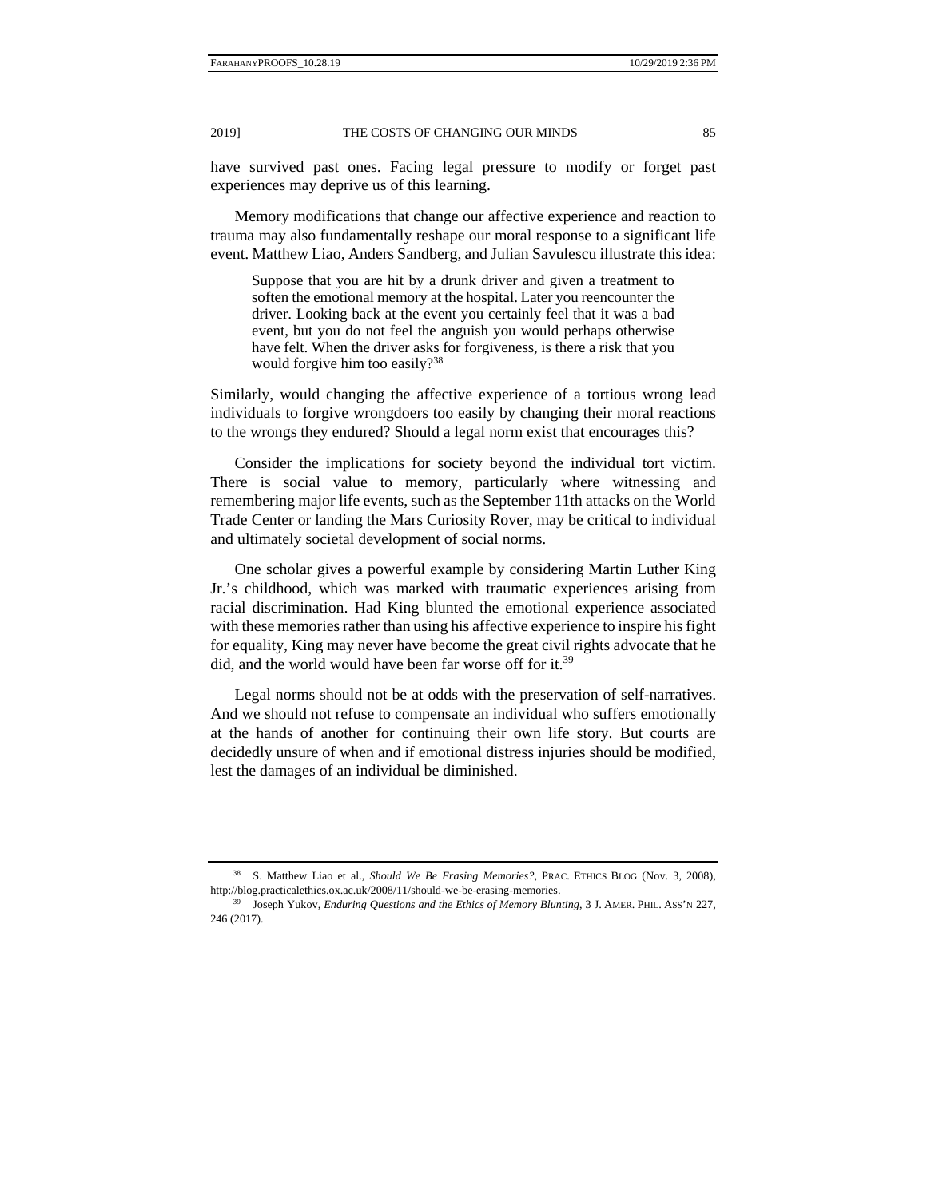have survived past ones. Facing legal pressure to modify or forget past experiences may deprive us of this learning.

Memory modifications that change our affective experience and reaction to trauma may also fundamentally reshape our moral response to a significant life event. Matthew Liao, Anders Sandberg, and Julian Savulescu illustrate this idea:

> Suppose that you are hit by a drunk driver and given a treatment to soften the emotional memory at the hospital. Later you reencounter the driver. Looking back at the event you certainly feel that it was a bad event, but you do not feel the anguish you would perhaps otherwise have felt. When the driver asks for forgiveness, is there a risk that you would forgive him too easily?[38]

Similarly, would changing the affective experience of a tortious wrong lead individuals to forgive wrongdoers too easily by changing their moral reactions to the wrongs they endured? Should a legal norm exist that encourages this?

Consider the implications for society beyond the individual tort victim. There is social value to memory, particularly where witnessing and remembering major life events, such as the September 11th attacks on the World Trade Center or landing the Mars Curiosity Rover, may be critical to individual and ultimately societal development of social norms.

One scholar gives a powerful example by considering Martin Luther King Jr.'s childhood, which was marked with traumatic experiences arising from racial discrimination. Had King blunted the emotional experience associated with these memories rather than using his affective experience to inspire his fight for equality, King may never have become the great civil rights advocate that he did, and the world would have been far worse off for it.[39]

Legal norms should not be at odds with the preservation of self-narratives. And we should not refuse to compensate an individual who suffers emotionally at the hands of another for continuing their own life story. But courts are decidedly unsure of when and if emotional distress injuries should be modified, lest the damages of an individual be diminished.

---

[38] S. Matthew Liao et al., *Should We Be Erasing Memories?*, PRAC. ETHICS BLOG (Nov. 3, 2008), http://blog.practicalethics.ox.ac.uk/2008/11/should-we-be-erasing-memories.

[39] Joseph Yukov, *Enduring Questions and the Ethics of Memory Blunting*, 3 J. AMER. PHIL. ASS'N 227, 246 (2017).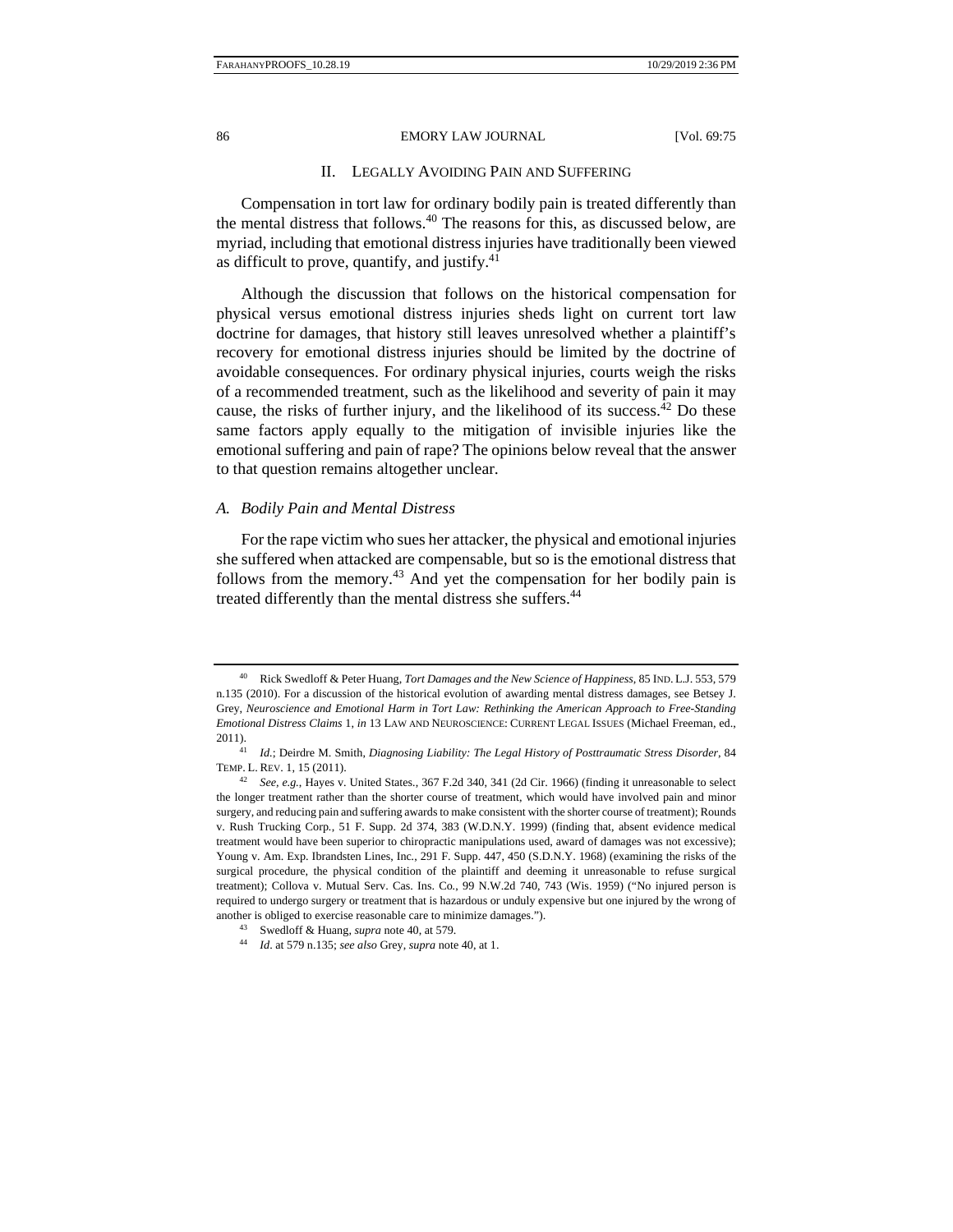## II. LEGALLY AVOIDING PAIN AND SUFFERING

Compensation in tort law for ordinary bodily pain is treated differently than the mental distress that follows.[40] The reasons for this, as discussed below, are myriad, including that emotional distress injuries have traditionally been viewed as difficult to prove, quantify, and justify.[41]

Although the discussion that follows on the historical compensation for physical versus emotional distress injuries sheds light on current tort law doctrine for damages, that history still leaves unresolved whether a plaintiff's recovery for emotional distress injuries should be limited by the doctrine of avoidable consequences. For ordinary physical injuries, courts weigh the risks of a recommended treatment, such as the likelihood and severity of pain it may cause, the risks of further injury, and the likelihood of its success.[42] Do these same factors apply equally to the mitigation of invisible injuries like the emotional suffering and pain of rape? The opinions below reveal that the answer to that question remains altogether unclear.

### A. *Bodily Pain and Mental Distress*

For the rape victim who sues her attacker, the physical and emotional injuries she suffered when attacked are compensable, but so is the emotional distress that follows from the memory.[43] And yet the compensation for her bodily pain is treated differently than the mental distress she suffers.[44]

---

[40] Rick Swedloff & Peter Huang, *Tort Damages and the New Science of Happiness*, 85 IND. L.J. 553, 579 n.135 (2010). For a discussion of the historical evolution of awarding mental distress damages, see Betsey J. Grey, *Neuroscience and Emotional Harm in Tort Law: Rethinking the American Approach to Free-Standing Emotional Distress Claims* 1, *in* 13 LAW AND NEUROSCIENCE: CURRENT LEGAL ISSUES (Michael Freeman, ed., 2011).

[41] *Id.*; Deirdre M. Smith, *Diagnosing Liability: The Legal History of Posttraumatic Stress Disorder*, 84 TEMP. L. REV. 1, 15 (2011).

[42] *See, e.g.*, Hayes v. United States., 367 F.2d 340, 341 (2d Cir. 1966) (finding it unreasonable to select the longer treatment rather than the shorter course of treatment, which would have involved pain and minor surgery, and reducing pain and suffering awards to make consistent with the shorter course of treatment); Rounds v. Rush Trucking Corp., 51 F. Supp. 2d 374, 383 (W.D.N.Y. 1999) (finding that, absent evidence medical treatment would have been superior to chiropractic manipulations used, award of damages was not excessive); Young v. Am. Exp. Ibrandsten Lines, Inc., 291 F. Supp. 447, 450 (S.D.N.Y. 1968) (examining the risks of the surgical procedure, the physical condition of the plaintiff and deeming it unreasonable to refuse surgical treatment); Collova v. Mutual Serv. Cas. Ins. Co., 99 N.W.2d 740, 743 (Wis. 1959) ("No injured person is required to undergo surgery or treatment that is hazardous or unduly expensive but one injured by the wrong of another is obliged to exercise reasonable care to minimize damages.").

[43] Swedloff & Huang, *supra* note 40, at 579.

[44] *Id*. at 579 n.135; *see also* Grey, *supra* note 40, at 1.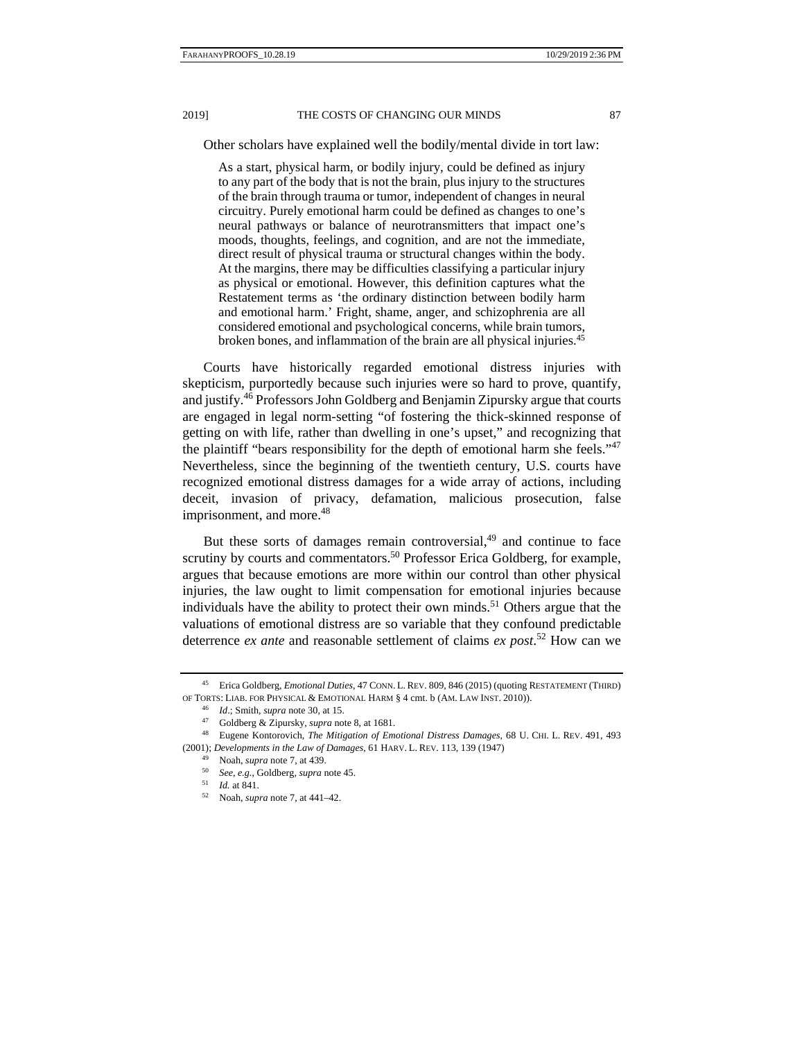Other scholars have explained well the bodily/mental divide in tort law:

> As a start, physical harm, or bodily injury, could be defined as injury to any part of the body that is not the brain, plus injury to the structures of the brain through trauma or tumor, independent of changes in neural circuitry. Purely emotional harm could be defined as changes to one's neural pathways or balance of neurotransmitters that impact one's moods, thoughts, feelings, and cognition, and are not the immediate, direct result of physical trauma or structural changes within the body. At the margins, there may be difficulties classifying a particular injury as physical or emotional. However, this definition captures what the Restatement terms as 'the ordinary distinction between bodily harm and emotional harm.' Fright, shame, anger, and schizophrenia are all considered emotional and psychological concerns, while brain tumors, broken bones, and inflammation of the brain are all physical injuries.[45]

Courts have historically regarded emotional distress injuries with skepticism, purportedly because such injuries were so hard to prove, quantify, and justify.[46] Professors John Goldberg and Benjamin Zipursky argue that courts are engaged in legal norm-setting "of fostering the thick-skinned response of getting on with life, rather than dwelling in one's upset," and recognizing that the plaintiff "bears responsibility for the depth of emotional harm she feels."[47] Nevertheless, since the beginning of the twentieth century, U.S. courts have recognized emotional distress damages for a wide array of actions, including deceit, invasion of privacy, defamation, malicious prosecution, false imprisonment, and more.[48]

But these sorts of damages remain controversial,[49] and continue to face scrutiny by courts and commentators.[50] Professor Erica Goldberg, for example, argues that because emotions are more within our control than other physical injuries, the law ought to limit compensation for emotional injuries because individuals have the ability to protect their own minds.[51] Others argue that the valuations of emotional distress are so variable that they confound predictable deterrence *ex ante* and reasonable settlement of claims *ex post*.[52] How can we

---

[45] Erica Goldberg, *Emotional Duties*, 47 CONN. L. REV. 809, 846 (2015) (quoting RESTATEMENT (THIRD) OF TORTS: LIAB. FOR PHYSICAL & EMOTIONAL HARM § 4 cmt. b (AM. LAW INST. 2010)).

[46] *Id*.; Smith, *supra* note 30, at 15.

[47] Goldberg & Zipursky, *supra* note 8, at 1681.

[48] Eugene Kontorovich, *The Mitigation of Emotional Distress Damages*, 68 U. CHI. L. REV. 491, 493 (2001); *Developments in the Law of Damages*, 61 HARV. L. REV. 113, 139 (1947)

[49] Noah, *supra* note 7, at 439.

[50] *See, e.g.*, Goldberg, *supra* note 45.

[51] *Id.* at 841.

[52] Noah, *supra* note 7, at 441–42.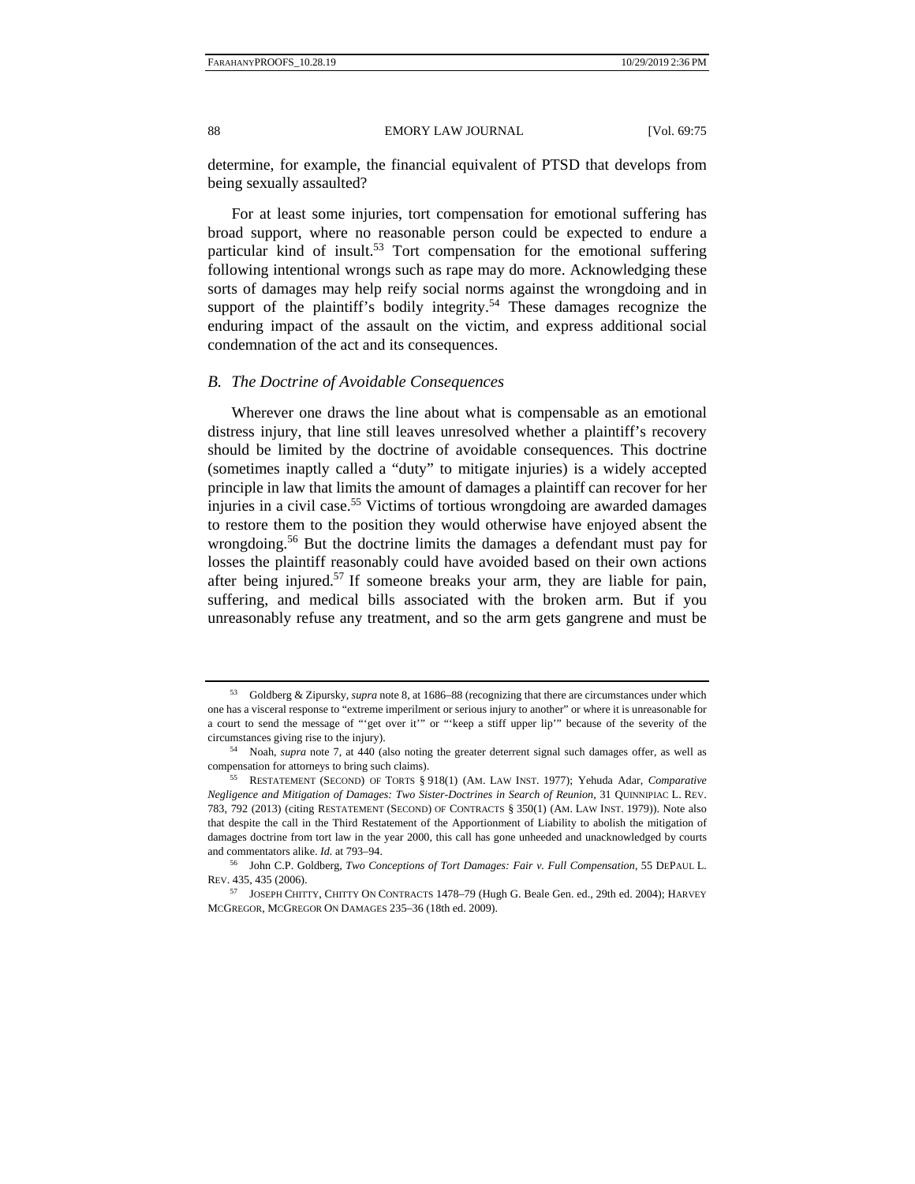determine, for example, the financial equivalent of PTSD that develops from being sexually assaulted?

For at least some injuries, tort compensation for emotional suffering has broad support, where no reasonable person could be expected to endure a particular kind of insult.[53] Tort compensation for the emotional suffering following intentional wrongs such as rape may do more. Acknowledging these sorts of damages may help reify social norms against the wrongdoing and in support of the plaintiff's bodily integrity.[54] These damages recognize the enduring impact of the assault on the victim, and express additional social condemnation of the act and its consequences.

### *B. The Doctrine of Avoidable Consequences*

Wherever one draws the line about what is compensable as an emotional distress injury, that line still leaves unresolved whether a plaintiff's recovery should be limited by the doctrine of avoidable consequences. This doctrine (sometimes inaptly called a "duty" to mitigate injuries) is a widely accepted principle in law that limits the amount of damages a plaintiff can recover for her injuries in a civil case.[55] Victims of tortious wrongdoing are awarded damages to restore them to the position they would otherwise have enjoyed absent the wrongdoing.[56] But the doctrine limits the damages a defendant must pay for losses the plaintiff reasonably could have avoided based on their own actions after being injured.[57] If someone breaks your arm, they are liable for pain, suffering, and medical bills associated with the broken arm. But if you unreasonably refuse any treatment, and so the arm gets gangrene and must be

---

[53] Goldberg & Zipursky, *supra* note 8, at 1686–88 (recognizing that there are circumstances under which one has a visceral response to "extreme imperilment or serious injury to another" or where it is unreasonable for a court to send the message of "'get over it'" or "'keep a stiff upper lip'" because of the severity of the circumstances giving rise to the injury).

[54] Noah, *supra* note 7, at 440 (also noting the greater deterrent signal such damages offer, as well as compensation for attorneys to bring such claims).

[55] RESTATEMENT (SECOND) OF TORTS § 918(1) (AM. LAW INST. 1977); Yehuda Adar, *Comparative Negligence and Mitigation of Damages: Two Sister-Doctrines in Search of Reunion*, 31 QUINNIPIAC L. REV. 783, 792 (2013) (citing RESTATEMENT (SECOND) OF CONTRACTS § 350(1) (AM. LAW INST. 1979)). Note also that despite the call in the Third Restatement of the Apportionment of Liability to abolish the mitigation of damages doctrine from tort law in the year 2000, this call has gone unheeded and unacknowledged by courts and commentators alike. *Id.* at 793–94.

[56] John C.P. Goldberg, *Two Conceptions of Tort Damages: Fair v. Full Compensation*, 55 DEPAUL L. REV. 435, 435 (2006).

[57] JOSEPH CHITTY, CHITTY ON CONTRACTS 1478–79 (Hugh G. Beale Gen. ed., 29th ed. 2004); HARVEY MCGREGOR, MCGREGOR ON DAMAGES 235–36 (18th ed. 2009).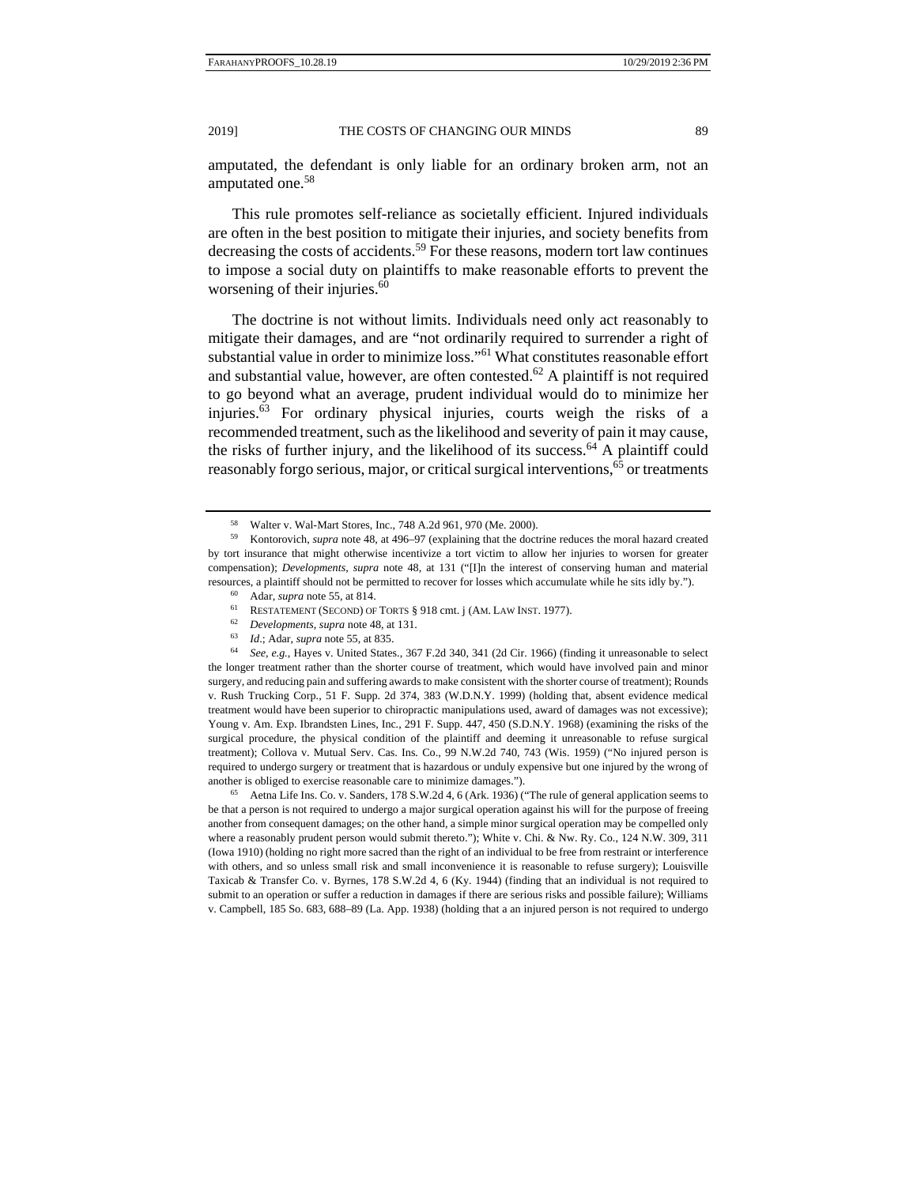amputated, the defendant is only liable for an ordinary broken arm, not an amputated one.[58]

This rule promotes self-reliance as societally efficient. Injured individuals are often in the best position to mitigate their injuries, and society benefits from decreasing the costs of accidents.[59] For these reasons, modern tort law continues to impose a social duty on plaintiffs to make reasonable efforts to prevent the worsening of their injuries.[60]

The doctrine is not without limits. Individuals need only act reasonably to mitigate their damages, and are "not ordinarily required to surrender a right of substantial value in order to minimize loss."[61] What constitutes reasonable effort and substantial value, however, are often contested.[62] A plaintiff is not required to go beyond what an average, prudent individual would do to minimize her injuries.[63] For ordinary physical injuries, courts weigh the risks of a recommended treatment, such as the likelihood and severity of pain it may cause, the risks of further injury, and the likelihood of its success.[64] A plaintiff could reasonably forgo serious, major, or critical surgical interventions,[65] or treatments

---

[58] Walter v. Wal-Mart Stores, Inc., 748 A.2d 961, 970 (Me. 2000).

[59] Kontorovich, *supra* note 48, at 496–97 (explaining that the doctrine reduces the moral hazard created by tort insurance that might otherwise incentivize a tort victim to allow her injuries to worsen for greater compensation); *Developments*, *supra* note 48, at 131 ("[I]n the interest of conserving human and material resources, a plaintiff should not be permitted to recover for losses which accumulate while he sits idly by.").

[60] Adar, *supra* note 55, at 814.

[61] RESTATEMENT (SECOND) OF TORTS § 918 cmt. j (AM. LAW INST. 1977).

[62] *Developments*, *supra* note 48, at 131.

[63] *Id.*; Adar, *supra* note 55, at 835.

[64] *See, e.g.*, Hayes v. United States., 367 F.2d 340, 341 (2d Cir. 1966) (finding it unreasonable to select the longer treatment rather than the shorter course of treatment, which would have involved pain and minor surgery, and reducing pain and suffering awards to make consistent with the shorter course of treatment); Rounds v. Rush Trucking Corp., 51 F. Supp. 2d 374, 383 (W.D.N.Y. 1999) (holding that, absent evidence medical treatment would have been superior to chiropractic manipulations used, award of damages was not excessive); Young v. Am. Exp. Ibrandsten Lines, Inc., 291 F. Supp. 447, 450 (S.D.N.Y. 1968) (examining the risks of the surgical procedure, the physical condition of the plaintiff and deeming it unreasonable to refuse surgical treatment); Collova v. Mutual Serv. Cas. Ins. Co., 99 N.W.2d 740, 743 (Wis. 1959) ("No injured person is required to undergo surgery or treatment that is hazardous or unduly expensive but one injured by the wrong of another is obliged to exercise reasonable care to minimize damages.").

[65] Aetna Life Ins. Co. v. Sanders, 178 S.W.2d 4, 6 (Ark. 1936) ("The rule of general application seems to be that a person is not required to undergo a major surgical operation against his will for the purpose of freeing another from consequent damages; on the other hand, a simple minor surgical operation may be compelled only where a reasonably prudent person would submit thereto."); White v. Chi. & Nw. Ry. Co., 124 N.W. 309, 311 (Iowa 1910) (holding no right more sacred than the right of an individual to be free from restraint or interference with others, and so unless small risk and small inconvenience it is reasonable to refuse surgery); Louisville Taxicab & Transfer Co. v. Byrnes, 178 S.W.2d 4, 6 (Ky. 1944) (finding that an individual is not required to submit to an operation or suffer a reduction in damages if there are serious risks and possible failure); Williams v. Campbell, 185 So. 683, 688–89 (La. App. 1938) (holding that a an injured person is not required to undergo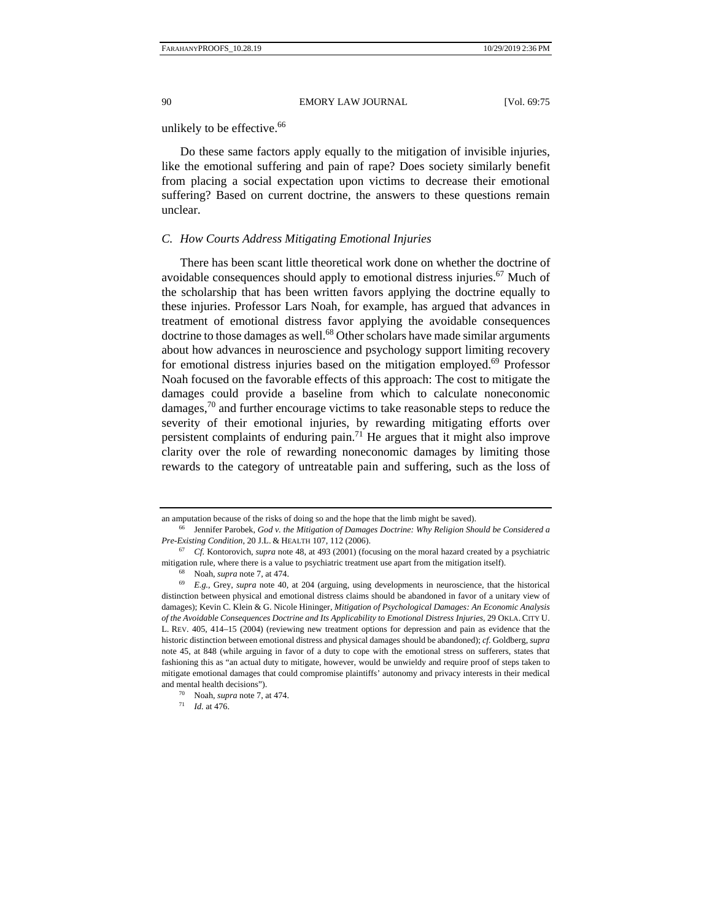unlikely to be effective.[66]

Do these same factors apply equally to the mitigation of invisible injuries, like the emotional suffering and pain of rape? Does society similarly benefit from placing a social expectation upon victims to decrease their emotional suffering? Based on current doctrine, the answers to these questions remain unclear.

### *C. How Courts Address Mitigating Emotional Injuries*

There has been scant little theoretical work done on whether the doctrine of avoidable consequences should apply to emotional distress injuries.[67] Much of the scholarship that has been written favors applying the doctrine equally to these injuries. Professor Lars Noah, for example, has argued that advances in treatment of emotional distress favor applying the avoidable consequences doctrine to those damages as well.[68] Other scholars have made similar arguments about how advances in neuroscience and psychology support limiting recovery for emotional distress injuries based on the mitigation employed.[69] Professor Noah focused on the favorable effects of this approach: The cost to mitigate the damages could provide a baseline from which to calculate noneconomic damages,[70] and further encourage victims to take reasonable steps to reduce the severity of their emotional injuries, by rewarding mitigating efforts over persistent complaints of enduring pain.[71] He argues that it might also improve clarity over the role of rewarding noneconomic damages by limiting those rewards to the category of untreatable pain and suffering, such as the loss of

---

an amputation because of the risks of doing so and the hope that the limb might be saved).

[66] Jennifer Parobek, *God v. the Mitigation of Damages Doctrine: Why Religion Should be Considered a Pre-Existing Condition*, 20 J.L. & HEALTH 107, 112 (2006).

[67] *Cf.* Kontorovich, *supra* note 48, at 493 (2001) (focusing on the moral hazard created by a psychiatric mitigation rule, where there is a value to psychiatric treatment use apart from the mitigation itself).

[68] Noah, *supra* note 7, at 474.

[69] *E.g.*, Grey, *supra* note 40, at 204 (arguing, using developments in neuroscience, that the historical distinction between physical and emotional distress claims should be abandoned in favor of a unitary view of damages); Kevin C. Klein & G. Nicole Hininger, *Mitigation of Psychological Damages: An Economic Analysis of the Avoidable Consequences Doctrine and Its Applicability to Emotional Distress Injuries*, 29 OKLA. CITY U. L. REV. 405, 414–15 (2004) (reviewing new treatment options for depression and pain as evidence that the historic distinction between emotional distress and physical damages should be abandoned); *cf.* Goldberg, *supra* note 45, at 848 (while arguing in favor of a duty to cope with the emotional stress on sufferers, states that fashioning this as "an actual duty to mitigate, however, would be unwieldy and require proof of steps taken to mitigate emotional damages that could compromise plaintiffs' autonomy and privacy interests in their medical and mental health decisions").

[70] Noah, *supra* note 7, at 474.

[71] *Id.* at 476.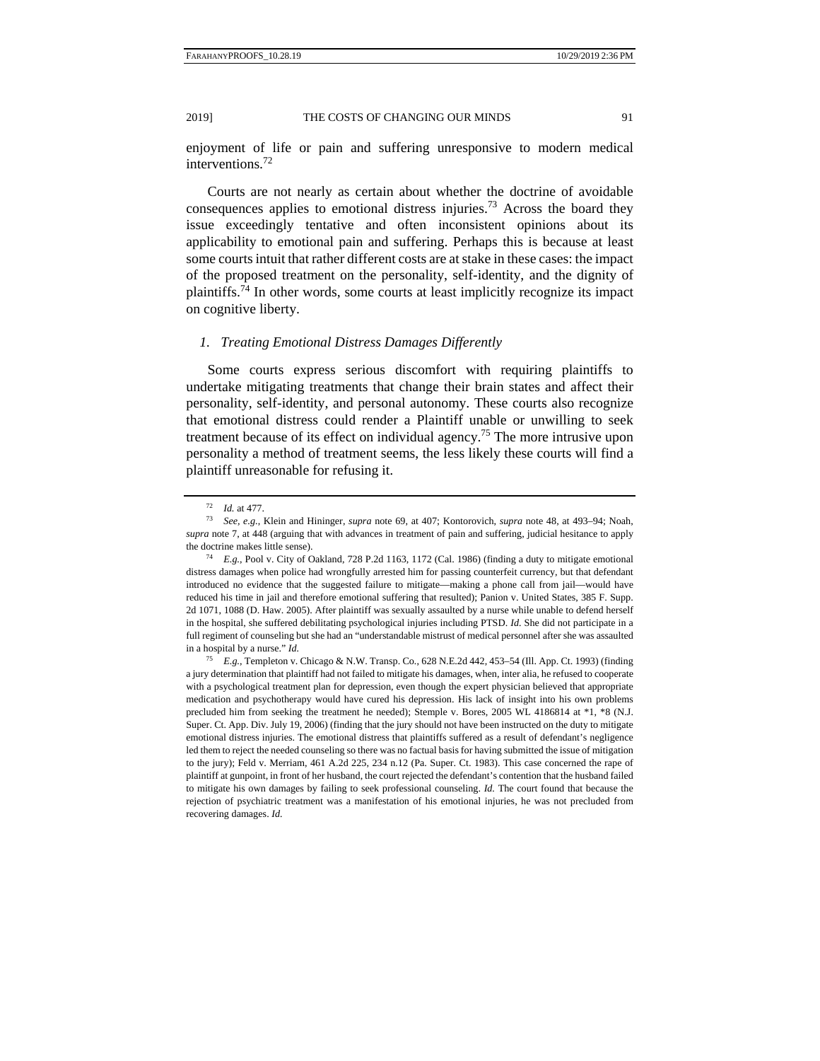enjoyment of life or pain and suffering unresponsive to modern medical interventions.[72]

Courts are not nearly as certain about whether the doctrine of avoidable consequences applies to emotional distress injuries.[73] Across the board they issue exceedingly tentative and often inconsistent opinions about its applicability to emotional pain and suffering. Perhaps this is because at least some courts intuit that rather different costs are at stake in these cases: the impact of the proposed treatment on the personality, self-identity, and the dignity of plaintiffs.[74] In other words, some courts at least implicitly recognize its impact on cognitive liberty.

### *1. Treating Emotional Distress Damages Differently*

Some courts express serious discomfort with requiring plaintiffs to undertake mitigating treatments that change their brain states and affect their personality, self-identity, and personal autonomy. These courts also recognize that emotional distress could render a Plaintiff unable or unwilling to seek treatment because of its effect on individual agency.[75] The more intrusive upon personality a method of treatment seems, the less likely these courts will find a plaintiff unreasonable for refusing it.

---

[72] *Id.* at 477.

[73] *See, e.g.*, Klein and Hininger, *supra* note 69, at 407; Kontorovich, *supra* note 48, at 493–94; Noah, *supra* note 7, at 448 (arguing that with advances in treatment of pain and suffering, judicial hesitance to apply the doctrine makes little sense).

[74] *E.g.*, Pool v. City of Oakland, 728 P.2d 1163, 1172 (Cal. 1986) (finding a duty to mitigate emotional distress damages when police had wrongfully arrested him for passing counterfeit currency, but that defendant introduced no evidence that the suggested failure to mitigate—making a phone call from jail—would have reduced his time in jail and therefore emotional suffering that resulted); Panion v. United States, 385 F. Supp. 2d 1071, 1088 (D. Haw. 2005). After plaintiff was sexually assaulted by a nurse while unable to defend herself in the hospital, she suffered debilitating psychological injuries including PTSD. *Id.* She did not participate in a full regiment of counseling but she had an "understandable mistrust of medical personnel after she was assaulted in a hospital by a nurse." *Id.*

[75] *E.g.*, Templeton v. Chicago & N.W. Transp. Co., 628 N.E.2d 442, 453–54 (Ill. App. Ct. 1993) (finding a jury determination that plaintiff had not failed to mitigate his damages, when, inter alia, he refused to cooperate with a psychological treatment plan for depression, even though the expert physician believed that appropriate medication and psychotherapy would have cured his depression. His lack of insight into his own problems precluded him from seeking the treatment he needed); Stemple v. Bores, 2005 WL 4186814 at *1, *8 (N.J. Super. Ct. App. Div. July 19, 2006) (finding that the jury should not have been instructed on the duty to mitigate emotional distress injuries. The emotional distress that plaintiffs suffered as a result of defendant's negligence led them to reject the needed counseling so there was no factual basis for having submitted the issue of mitigation to the jury); Feld v. Merriam, 461 A.2d 225, 234 n.12 (Pa. Super. Ct. 1983). This case concerned the rape of plaintiff at gunpoint, in front of her husband, the court rejected the defendant's contention that the husband failed to mitigate his own damages by failing to seek professional counseling. *Id.* The court found that because the rejection of psychiatric treatment was a manifestation of his emotional injuries, he was not precluded from recovering damages. *Id.*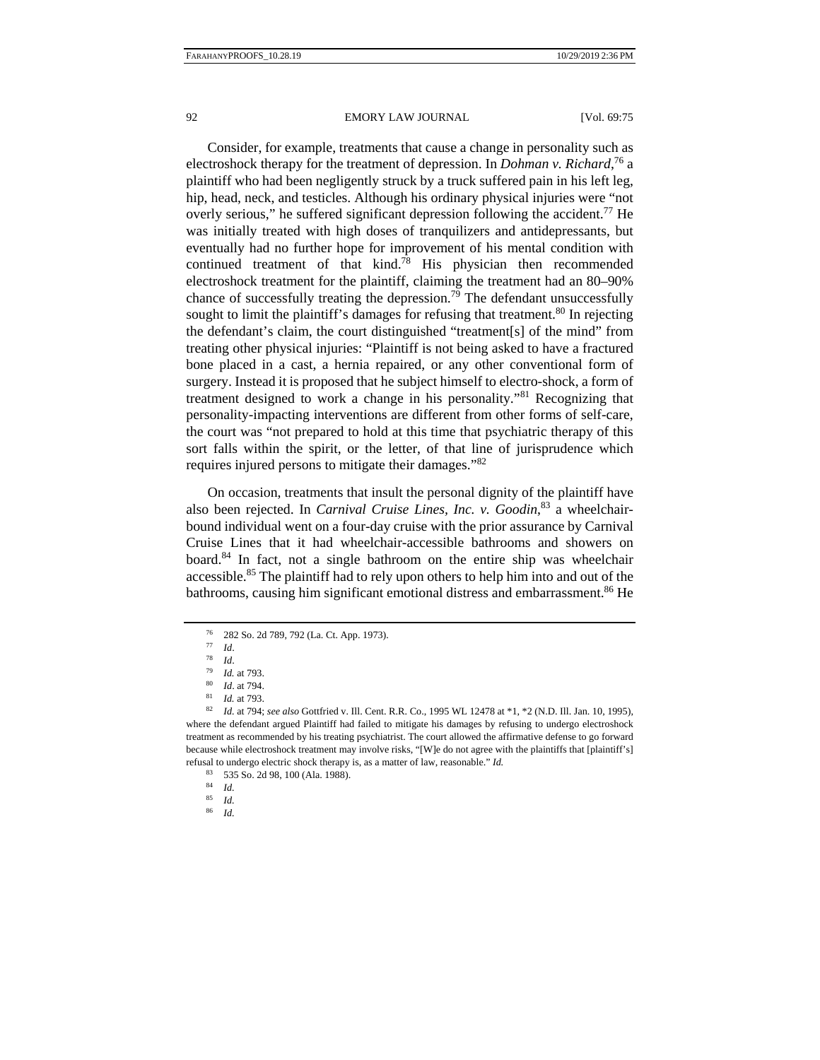Consider, for example, treatments that cause a change in personality such as electroshock therapy for the treatment of depression. In *Dohman v. Richard*,[76] a plaintiff who had been negligently struck by a truck suffered pain in his left leg, hip, head, neck, and testicles. Although his ordinary physical injuries were "not overly serious," he suffered significant depression following the accident.[77] He was initially treated with high doses of tranquilizers and antidepressants, but eventually had no further hope for improvement of his mental condition with continued treatment of that kind.[78] His physician then recommended electroshock treatment for the plaintiff, claiming the treatment had an 80–90% chance of successfully treating the depression.[79] The defendant unsuccessfully sought to limit the plaintiff's damages for refusing that treatment.[80] In rejecting the defendant's claim, the court distinguished "treatment[s] of the mind" from treating other physical injuries: "Plaintiff is not being asked to have a fractured bone placed in a cast, a hernia repaired, or any other conventional form of surgery. Instead it is proposed that he subject himself to electro-shock, a form of treatment designed to work a change in his personality."[81] Recognizing that personality-impacting interventions are different from other forms of self-care, the court was "not prepared to hold at this time that psychiatric therapy of this sort falls within the spirit, or the letter, of that line of jurisprudence which requires injured persons to mitigate their damages."[82]

On occasion, treatments that insult the personal dignity of the plaintiff have also been rejected. In *Carnival Cruise Lines, Inc. v. Goodin*,[83] a wheelchair-bound individual went on a four-day cruise with the prior assurance by Carnival Cruise Lines that it had wheelchair-accessible bathrooms and showers on board.[84] In fact, not a single bathroom on the entire ship was wheelchair accessible.[85] The plaintiff had to rely upon others to help him into and out of the bathrooms, causing him significant emotional distress and embarrassment.[86] He

---

[76] 282 So. 2d 789, 792 (La. Ct. App. 1973).

[77] *Id*.

[78] *Id*.

[79] *Id.* at 793.

[80] *Id*. at 794.

[81] *Id.* at 793.

[82] *Id.* at 794; *see also* Gottfried v. Ill. Cent. R.R. Co., 1995 WL 12478 at *1, *2 (N.D. Ill. Jan. 10, 1995), where the defendant argued Plaintiff had failed to mitigate his damages by refusing to undergo electroshock treatment as recommended by his treating psychiatrist. The court allowed the affirmative defense to go forward because while electroshock treatment may involve risks, "[W]e do not agree with the plaintiffs that [plaintiff's] refusal to undergo electric shock therapy is, as a matter of law, reasonable." *Id.*

[83] 535 So. 2d 98, 100 (Ala. 1988).

[84] *Id.*

[85] *Id.*

[86] *Id.*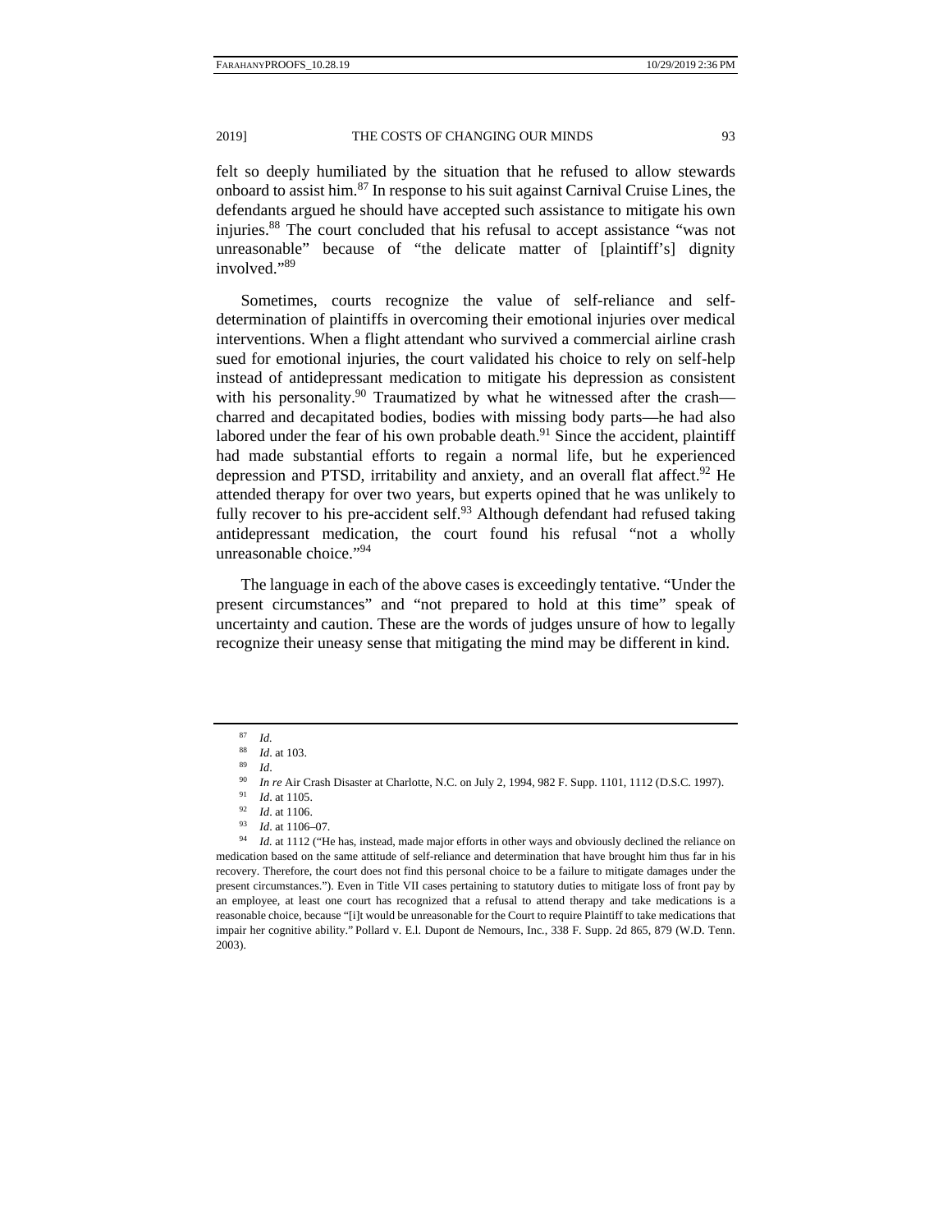felt so deeply humiliated by the situation that he refused to allow stewards onboard to assist him.[87] In response to his suit against Carnival Cruise Lines, the defendants argued he should have accepted such assistance to mitigate his own injuries.[88] The court concluded that his refusal to accept assistance "was not unreasonable" because of "the delicate matter of [plaintiff's] dignity involved."[89]

Sometimes, courts recognize the value of self-reliance and self-determination of plaintiffs in overcoming their emotional injuries over medical interventions. When a flight attendant who survived a commercial airline crash sued for emotional injuries, the court validated his choice to rely on self-help instead of antidepressant medication to mitigate his depression as consistent with his personality.[90] Traumatized by what he witnessed after the crash—charred and decapitated bodies, bodies with missing body parts—he had also labored under the fear of his own probable death.[91] Since the accident, plaintiff had made substantial efforts to regain a normal life, but he experienced depression and PTSD, irritability and anxiety, and an overall flat affect.[92] He attended therapy for over two years, but experts opined that he was unlikely to fully recover to his pre-accident self.[93] Although defendant had refused taking antidepressant medication, the court found his refusal "not a wholly unreasonable choice."[94]

The language in each of the above cases is exceedingly tentative. "Under the present circumstances" and "not prepared to hold at this time" speak of uncertainty and caution. These are the words of judges unsure of how to legally recognize their uneasy sense that mitigating the mind may be different in kind.

---

[87] *Id.*

[88] *Id*. at 103.

[89] *Id*.

[90] *In re* Air Crash Disaster at Charlotte, N.C. on July 2, 1994, 982 F. Supp. 1101, 1112 (D.S.C. 1997).

[91] *Id*. at 1105.

[92] *Id*. at 1106.

[93] *Id*. at 1106–07.

[94] *Id.* at 1112 ("He has, instead, made major efforts in other ways and obviously declined the reliance on medication based on the same attitude of self-reliance and determination that have brought him thus far in his recovery. Therefore, the court does not find this personal choice to be a failure to mitigate damages under the present circumstances."). Even in Title VII cases pertaining to statutory duties to mitigate loss of front pay by an employee, at least one court has recognized that a refusal to attend therapy and take medications is a reasonable choice, because "[i]t would be unreasonable for the Court to require Plaintiff to take medications that impair her cognitive ability." Pollard v. E.I. Dupont de Nemours, Inc., 338 F. Supp. 2d 865, 879 (W.D. Tenn. 2003).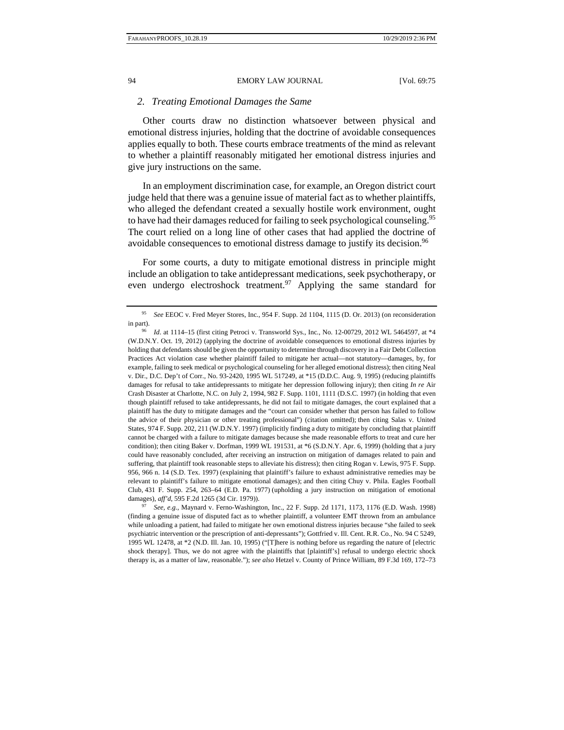### 2. *Treating Emotional Damages the Same*

Other courts draw no distinction whatsoever between physical and emotional distress injuries, holding that the doctrine of avoidable consequences applies equally to both. These courts embrace treatments of the mind as relevant to whether a plaintiff reasonably mitigated her emotional distress injuries and give jury instructions on the same.

In an employment discrimination case, for example, an Oregon district court judge held that there was a genuine issue of material fact as to whether plaintiffs, who alleged the defendant created a sexually hostile work environment, ought to have had their damages reduced for failing to seek psychological counseling.[95] The court relied on a long line of other cases that had applied the doctrine of avoidable consequences to emotional distress damage to justify its decision.[96]

For some courts, a duty to mitigate emotional distress in principle might include an obligation to take antidepressant medications, seek psychotherapy, or even undergo electroshock treatment.[97] Applying the same standard for

---

[95] *See* EEOC v. Fred Meyer Stores, Inc., 954 F. Supp. 2d 1104, 1115 (D. Or. 2013) (on reconsideration in part).

[96] *Id*. at 1114–15 (first citing Petroci v. Transworld Sys., Inc., No. 12-00729, 2012 WL 5464597, at *4 (W.D.N.Y. Oct. 19, 2012) (applying the doctrine of avoidable consequences to emotional distress injuries by holding that defendants should be given the opportunity to determine through discovery in a Fair Debt Collection Practices Act violation case whether plaintiff failed to mitigate her actual—not statutory—damages, by, for example, failing to seek medical or psychological counseling for her alleged emotional distress); then citing Neal v. Dir., D.C. Dep't of Corr., No. 93-2420, 1995 WL 517249, at *15 (D.D.C. Aug. 9, 1995) (reducing plaintiffs damages for refusal to take antidepressants to mitigate her depression following injury); then citing *In re* Air Crash Disaster at Charlotte, N.C. on July 2, 1994, 982 F. Supp. 1101, 1111 (D.S.C. 1997) (in holding that even though plaintiff refused to take antidepressants, he did not fail to mitigate damages, the court explained that a plaintiff has the duty to mitigate damages and the "court can consider whether that person has failed to follow the advice of their physician or other treating professional") (citation omitted); then citing Salas v. United States, 974 F. Supp. 202, 211 (W.D.N.Y. 1997) (implicitly finding a duty to mitigate by concluding that plaintiff cannot be charged with a failure to mitigate damages because she made reasonable efforts to treat and cure her condition); then citing Baker v. Dorfman, 1999 WL 191531, at *6 (S.D.N.Y. Apr. 6, 1999) (holding that a jury could have reasonably concluded, after receiving an instruction on mitigation of damages related to pain and suffering, that plaintiff took reasonable steps to alleviate his distress); then citing Rogan v. Lewis, 975 F. Supp. 956, 966 n. 14 (S.D. Tex. 1997) (explaining that plaintiff's failure to exhaust administrative remedies may be relevant to plaintiff's failure to mitigate emotional damages); and then citing Chuy v. Phila. Eagles Football Club, 431 F. Supp. 254, 263–64 (E.D. Pa. 1977) (upholding a jury instruction on mitigation of emotional damages), *aff'd*, 595 F.2d 1265 (3d Cir. 1979)).

[97] *See, e.g.*, Maynard v. Ferno-Washington, Inc., 22 F. Supp. 2d 1171, 1173, 1176 (E.D. Wash. 1998) (finding a genuine issue of disputed fact as to whether plaintiff, a volunteer EMT thrown from an ambulance while unloading a patient, had failed to mitigate her own emotional distress injuries because "she failed to seek psychiatric intervention or the prescription of anti-depressants"); Gottfried v. Ill. Cent. R.R. Co., No. 94 C 5249, 1995 WL 12478, at *2 (N.D. Ill. Jan. 10, 1995) ("[T]here is nothing before us regarding the nature of [electric shock therapy]. Thus, we do not agree with the plaintiffs that [plaintiff's] refusal to undergo electric shock therapy is, as a matter of law, reasonable."); *see also* Hetzel v. County of Prince William, 89 F.3d 169, 172–73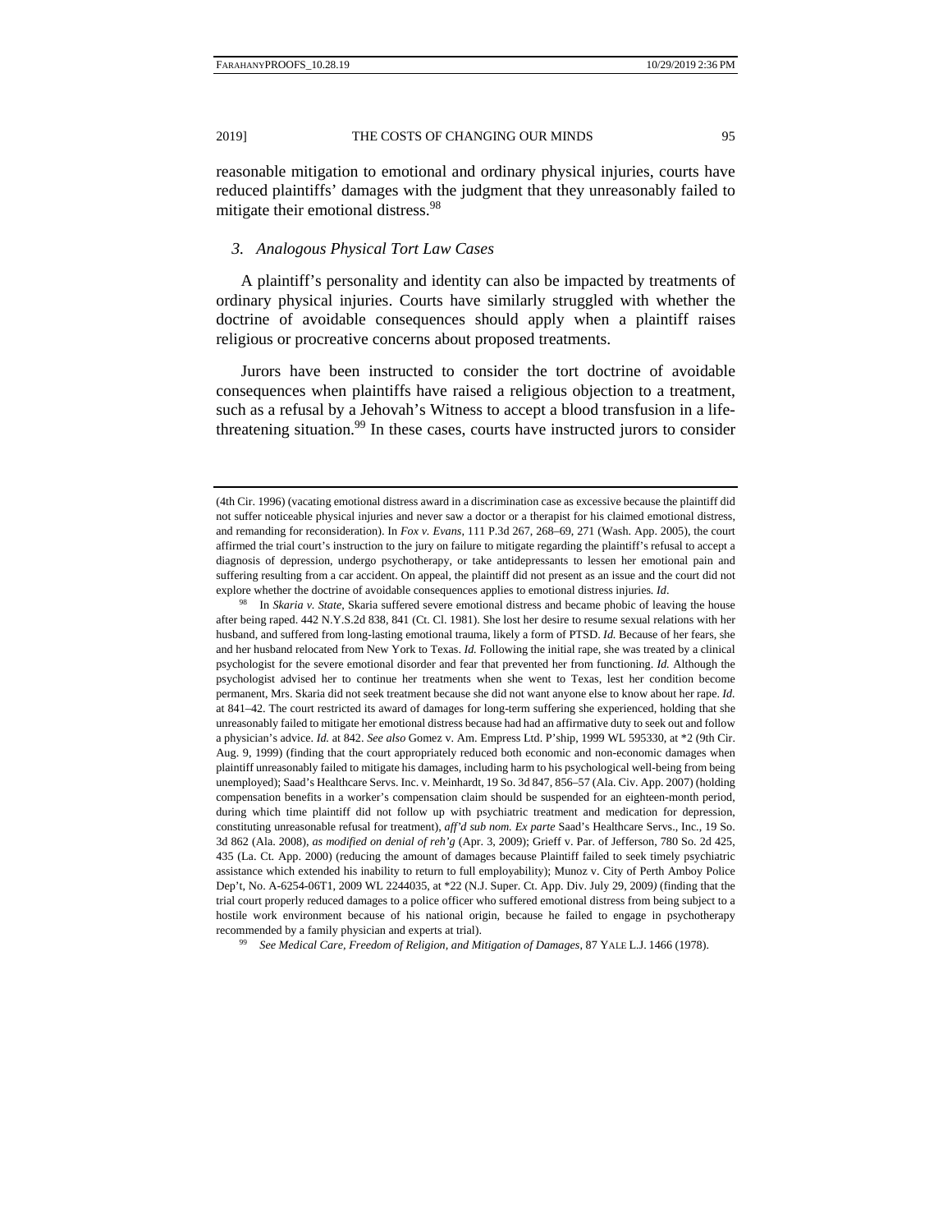reasonable mitigation to emotional and ordinary physical injuries, courts have reduced plaintiffs' damages with the judgment that they unreasonably failed to mitigate their emotional distress.[98]

### *3. Analogous Physical Tort Law Cases*

A plaintiff's personality and identity can also be impacted by treatments of ordinary physical injuries. Courts have similarly struggled with whether the doctrine of avoidable consequences should apply when a plaintiff raises religious or procreative concerns about proposed treatments.

Jurors have been instructed to consider the tort doctrine of avoidable consequences when plaintiffs have raised a religious objection to a treatment, such as a refusal by a Jehovah's Witness to accept a blood transfusion in a life-threatening situation.[99] In these cases, courts have instructed jurors to consider

---

(4th Cir. 1996) (vacating emotional distress award in a discrimination case as excessive because the plaintiff did not suffer noticeable physical injuries and never saw a doctor or a therapist for his claimed emotional distress, and remanding for reconsideration). In *Fox v. Evans*, 111 P.3d 267, 268–69, 271 (Wash. App. 2005), the court affirmed the trial court's instruction to the jury on failure to mitigate regarding the plaintiff's refusal to accept a diagnosis of depression, undergo psychotherapy, or take antidepressants to lessen her emotional pain and suffering resulting from a car accident. On appeal, the plaintiff did not present as an issue and the court did not explore whether the doctrine of avoidable consequences applies to emotional distress injuries. *Id*.

[98] In *Skaria v. State*, Skaria suffered severe emotional distress and became phobic of leaving the house after being raped. 442 N.Y.S.2d 838, 841 (Ct. Cl. 1981). She lost her desire to resume sexual relations with her husband, and suffered from long-lasting emotional trauma, likely a form of PTSD. *Id.* Because of her fears, she and her husband relocated from New York to Texas. *Id.* Following the initial rape, she was treated by a clinical psychologist for the severe emotional disorder and fear that prevented her from functioning. *Id.* Although the psychologist advised her to continue her treatments when she went to Texas, lest her condition become permanent, Mrs. Skaria did not seek treatment because she did not want anyone else to know about her rape. *Id.* at 841–42. The court restricted its award of damages for long-term suffering she experienced, holding that she unreasonably failed to mitigate her emotional distress because had had an affirmative duty to seek out and follow a physician's advice. *Id.* at 842. *See also* Gomez v. Am. Empress Ltd. P'ship, 1999 WL 595330, at *2 (9th Cir. Aug. 9, 1999) (finding that the court appropriately reduced both economic and non-economic damages when plaintiff unreasonably failed to mitigate his damages, including harm to his psychological well-being from being unemployed); Saad's Healthcare Servs. Inc. v. Meinhardt, 19 So. 3d 847, 856–57 (Ala. Civ. App. 2007) (holding compensation benefits in a worker's compensation claim should be suspended for an eighteen-month period, during which time plaintiff did not follow up with psychiatric treatment and medication for depression, constituting unreasonable refusal for treatment), *aff'd sub nom. Ex parte* Saad's Healthcare Servs., Inc., 19 So. 3d 862 (Ala. 2008), *as modified on denial of reh'g* (Apr. 3, 2009); Grieff v. Par. of Jefferson, 780 So. 2d 425, 435 (La. Ct. App. 2000) (reducing the amount of damages because Plaintiff failed to seek timely psychiatric assistance which extended his inability to return to full employability); Munoz v. City of Perth Amboy Police Dep't, No. A-6254-06T1, 2009 WL 2244035, at *22 (N.J. Super. Ct. App. Div. July 29, 2009) (finding that the trial court properly reduced damages to a police officer who suffered emotional distress from being subject to a hostile work environment because of his national origin, because he failed to engage in psychotherapy recommended by a family physician and experts at trial).

[99] *See Medical Care, Freedom of Religion, and Mitigation of Damages*, 87 YALE L.J. 1466 (1978).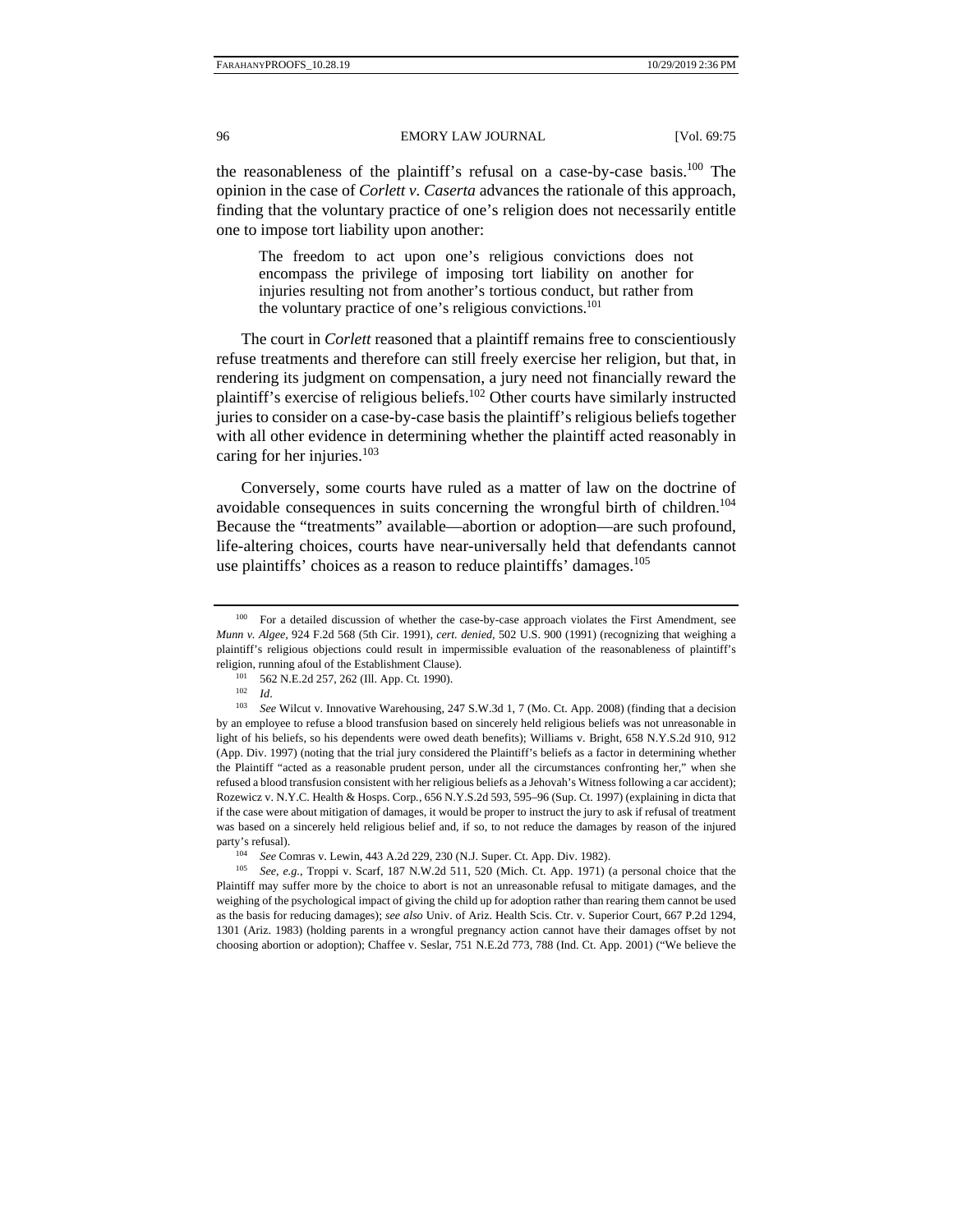the reasonableness of the plaintiff's refusal on a case-by-case basis.[100] The opinion in the case of *Corlett v. Caserta* advances the rationale of this approach, finding that the voluntary practice of one's religion does not necessarily entitle one to impose tort liability upon another:

> The freedom to act upon one's religious convictions does not encompass the privilege of imposing tort liability on another for injuries resulting not from another's tortious conduct, but rather from the voluntary practice of one's religious convictions.[101]

The court in *Corlett* reasoned that a plaintiff remains free to conscientiously refuse treatments and therefore can still freely exercise her religion, but that, in rendering its judgment on compensation, a jury need not financially reward the plaintiff's exercise of religious beliefs.[102] Other courts have similarly instructed juries to consider on a case-by-case basis the plaintiff's religious beliefs together with all other evidence in determining whether the plaintiff acted reasonably in caring for her injuries.[103]

Conversely, some courts have ruled as a matter of law on the doctrine of avoidable consequences in suits concerning the wrongful birth of children.[104] Because the "treatments" available—abortion or adoption—are such profound, life-altering choices, courts have near-universally held that defendants cannot use plaintiffs' choices as a reason to reduce plaintiffs' damages.[105]

---

[100] For a detailed discussion of whether the case-by-case approach violates the First Amendment, see *Munn v. Algee*, 924 F.2d 568 (5th Cir. 1991), *cert. denied*, 502 U.S. 900 (1991) (recognizing that weighing a plaintiff's religious objections could result in impermissible evaluation of the reasonableness of plaintiff's religion, running afoul of the Establishment Clause).

[101] 562 N.E.2d 257, 262 (Ill. App. Ct. 1990).

[102] *Id*.

[103] *See* Wilcut v. Innovative Warehousing, 247 S.W.3d 1, 7 (Mo. Ct. App. 2008) (finding that a decision by an employee to refuse a blood transfusion based on sincerely held religious beliefs was not unreasonable in light of his beliefs, so his dependents were owed death benefits); Williams v. Bright, 658 N.Y.S.2d 910, 912 (App. Div. 1997) (noting that the trial jury considered the Plaintiff's beliefs as a factor in determining whether the Plaintiff "acted as a reasonable prudent person, under all the circumstances confronting her," when she refused a blood transfusion consistent with her religious beliefs as a Jehovah's Witness following a car accident); Rozewicz v. N.Y.C. Health & Hosps. Corp., 656 N.Y.S.2d 593, 595–96 (Sup. Ct. 1997) (explaining in dicta that if the case were about mitigation of damages, it would be proper to instruct the jury to ask if refusal of treatment was based on a sincerely held religious belief and, if so, to not reduce the damages by reason of the injured party's refusal).

[104] *See* Comras v. Lewin, 443 A.2d 229, 230 (N.J. Super. Ct. App. Div. 1982).

[105] *See, e.g.*, Troppi v. Scarf, 187 N.W.2d 511, 520 (Mich. Ct. App. 1971) (a personal choice that the Plaintiff may suffer more by the choice to abort is not an unreasonable refusal to mitigate damages, and the weighing of the psychological impact of giving the child up for adoption rather than rearing them cannot be used as the basis for reducing damages); *see also* Univ. of Ariz. Health Scis. Ctr. v. Superior Court, 667 P.2d 1294, 1301 (Ariz. 1983) (holding parents in a wrongful pregnancy action cannot have their damages offset by not choosing abortion or adoption); Chaffee v. Seslar, 751 N.E.2d 773, 788 (Ind. Ct. App. 2001) ("We believe the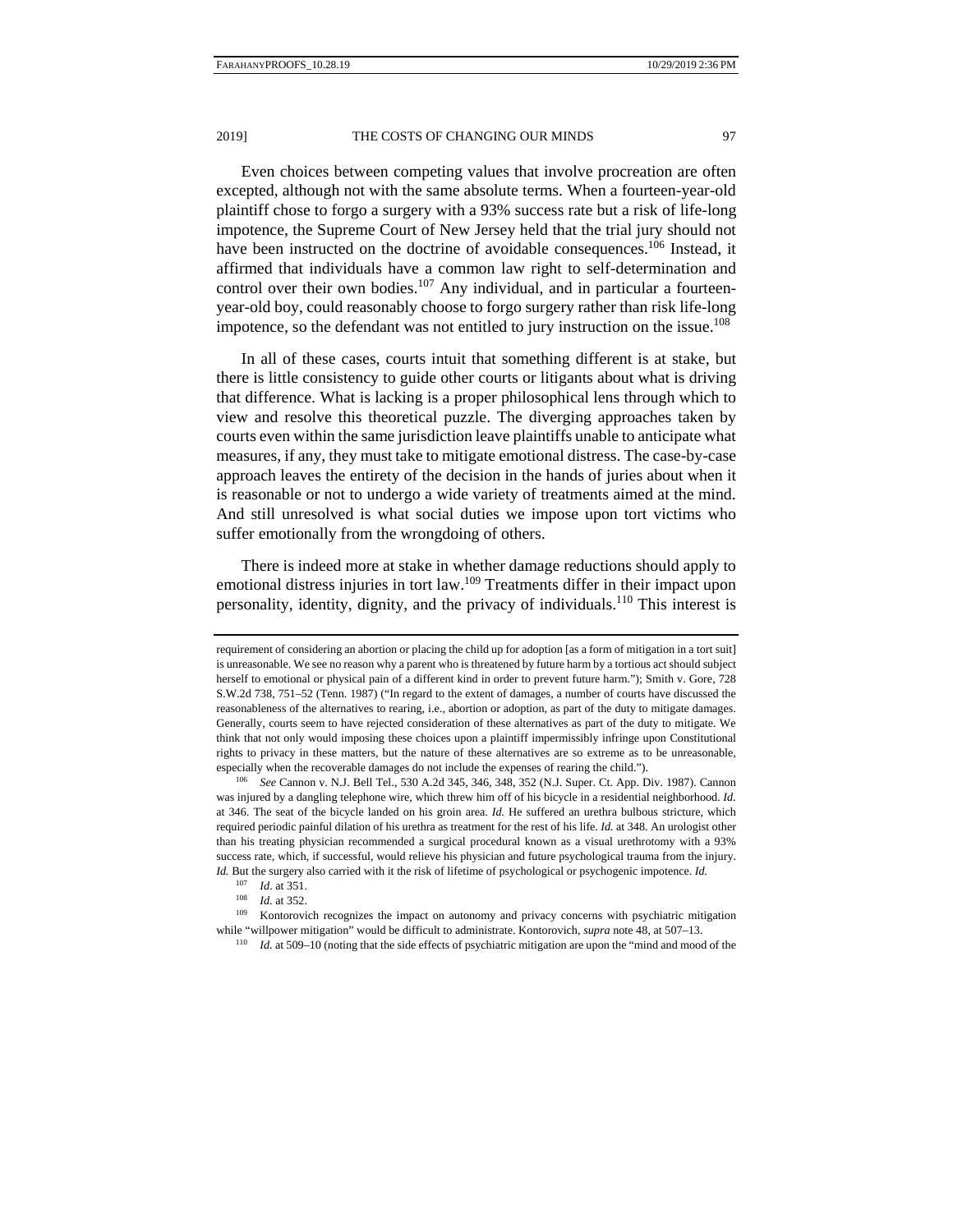Even choices between competing values that involve procreation are often excepted, although not with the same absolute terms. When a fourteen-year-old plaintiff chose to forgo a surgery with a 93% success rate but a risk of life-long impotence, the Supreme Court of New Jersey held that the trial jury should not have been instructed on the doctrine of avoidable consequences.[106] Instead, it affirmed that individuals have a common law right to self-determination and control over their own bodies.[107] Any individual, and in particular a fourteen-year-old boy, could reasonably choose to forgo surgery rather than risk life-long impotence, so the defendant was not entitled to jury instruction on the issue.[108]

In all of these cases, courts intuit that something different is at stake, but there is little consistency to guide other courts or litigants about what is driving that difference. What is lacking is a proper philosophical lens through which to view and resolve this theoretical puzzle. The diverging approaches taken by courts even within the same jurisdiction leave plaintiffs unable to anticipate what measures, if any, they must take to mitigate emotional distress. The case-by-case approach leaves the entirety of the decision in the hands of juries about when it is reasonable or not to undergo a wide variety of treatments aimed at the mind. And still unresolved is what social duties we impose upon tort victims who suffer emotionally from the wrongdoing of others.

There is indeed more at stake in whether damage reductions should apply to emotional distress injuries in tort law.[109] Treatments differ in their impact upon personality, identity, dignity, and the privacy of individuals.[110] This interest is

---

requirement of considering an abortion or placing the child up for adoption [as a form of mitigation in a tort suit] is unreasonable. We see no reason why a parent who is threatened by future harm by a tortious act should subject herself to emotional or physical pain of a different kind in order to prevent future harm."); Smith v. Gore, 728 S.W.2d 738, 751–52 (Tenn. 1987) ("In regard to the extent of damages, a number of courts have discussed the reasonableness of the alternatives to rearing, i.e., abortion or adoption, as part of the duty to mitigate damages. Generally, courts seem to have rejected consideration of these alternatives as part of the duty to mitigate. We think that not only would imposing these choices upon a plaintiff impermissibly infringe upon Constitutional rights to privacy in these matters, but the nature of these alternatives are so extreme as to be unreasonable, especially when the recoverable damages do not include the expenses of rearing the child.").

[106] *See* Cannon v. N.J. Bell Tel., 530 A.2d 345, 346, 348, 352 (N.J. Super. Ct. App. Div. 1987). Cannon was injured by a dangling telephone wire, which threw him off of his bicycle in a residential neighborhood. *Id.* at 346. The seat of the bicycle landed on his groin area. *Id.* He suffered an urethra bulbous stricture, which required periodic painful dilation of his urethra as treatment for the rest of his life. *Id.* at 348. An urologist other than his treating physician recommended a surgical procedural known as a visual urethrotomy with a 93% success rate which, if successful, would relieve his physician and future psychological trauma from the injury. *Id.* But the surgery also carried with it the risk of lifetime of psychological or psychogenic impotence. *Id.*

[107] *Id*. at 351.

[108] *Id.* at 352.

[109] Kontorovich recognizes the impact on autonomy and privacy concerns with psychiatric mitigation while "willpower mitigation" would be difficult to administrate. Kontorovich, *supra* note 48, at 507–13.

[110] *Id.* at 509–10 (noting that the side effects of psychiatric mitigation are upon the "mind and mood of the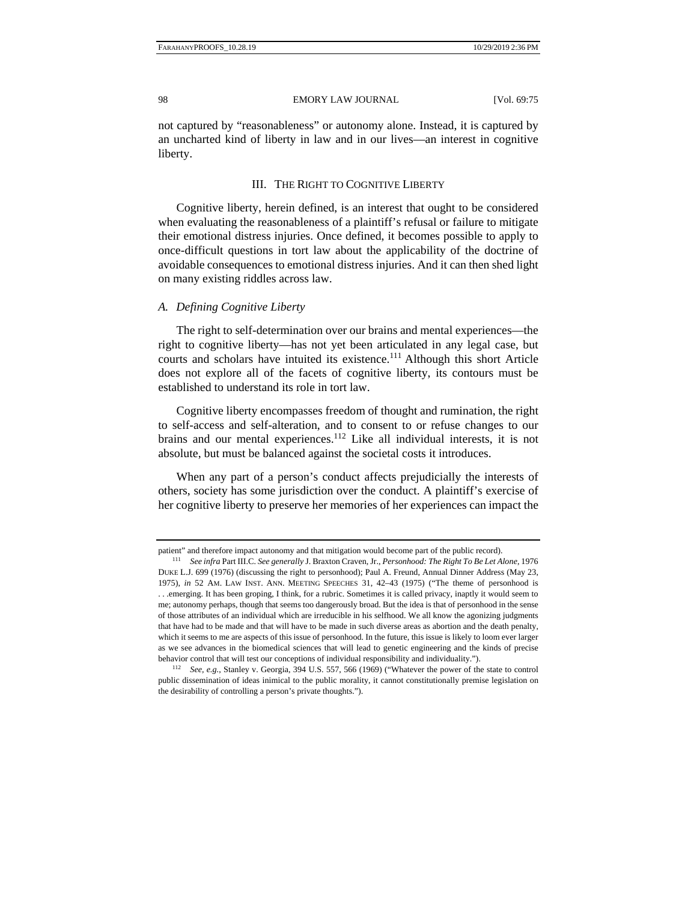not captured by "reasonableness" or autonomy alone. Instead, it is captured by an uncharted kind of liberty in law and in our lives—an interest in cognitive liberty.

## III. THE RIGHT TO COGNITIVE LIBERTY

Cognitive liberty, herein defined, is an interest that ought to be considered when evaluating the reasonableness of a plaintiff's refusal or failure to mitigate their emotional distress injuries. Once defined, it becomes possible to apply to once-difficult questions in tort law about the applicability of the doctrine of avoidable consequences to emotional distress injuries. And it can then shed light on many existing riddles across law.

### *A. Defining Cognitive Liberty*

The right to self-determination over our brains and mental experiences—the right to cognitive liberty—has not yet been articulated in any legal case, but courts and scholars have intuited its existence.[111] Although this short Article does not explore all of the facets of cognitive liberty, its contours must be established to understand its role in tort law.

Cognitive liberty encompasses freedom of thought and rumination, the right to self-access and self-alteration, and to consent to or refuse changes to our brains and our mental experiences.[112] Like all individual interests, it is not absolute, but must be balanced against the societal costs it introduces.

When any part of a person's conduct affects prejudicially the interests of others, society has some jurisdiction over the conduct. A plaintiff's exercise of her cognitive liberty to preserve her memories of her experiences can impact the

---

patient" and therefore impact autonomy and that mitigation would become part of the public record).

[111] *See infra* Part III.C. *See generally* J. Braxton Craven, Jr., *Personhood: The Right To Be Let Alone*, 1976 DUKE L.J. 699 (1976) (discussing the right to personhood); Paul A. Freund, Annual Dinner Address (May 23, 1975), *in* 52 AM. LAW INST. ANN. MEETING SPEECHES 31, 42–43 (1975) ("The theme of personhood is . . .emerging. It has been groping, I think, for a rubric. Sometimes it is called privacy, inaptly it would seem to me; autonomy perhaps, though that seems too dangerously broad. But the idea is that of personhood in the sense of those attributes of an individual which are irreducible in his selfhood. We all know the agonizing judgments that have had to be made and that will have to be made in such diverse areas as abortion and the death penalty, which it seems to me are aspects of this issue of personhood. In the future, this issue is likely to loom ever larger as we see advances in the biomedical sciences that will lead to genetic engineering and the kinds of precise behavior control that will test our conceptions of individual responsibility and individuality.").

[112] *See, e.g.*, Stanley v. Georgia, 394 U.S. 557, 566 (1969) ("Whatever the power of the state to control public dissemination of ideas inimical to the public morality, it cannot constitutionally premise legislation on the desirability of controlling a person's private thoughts.").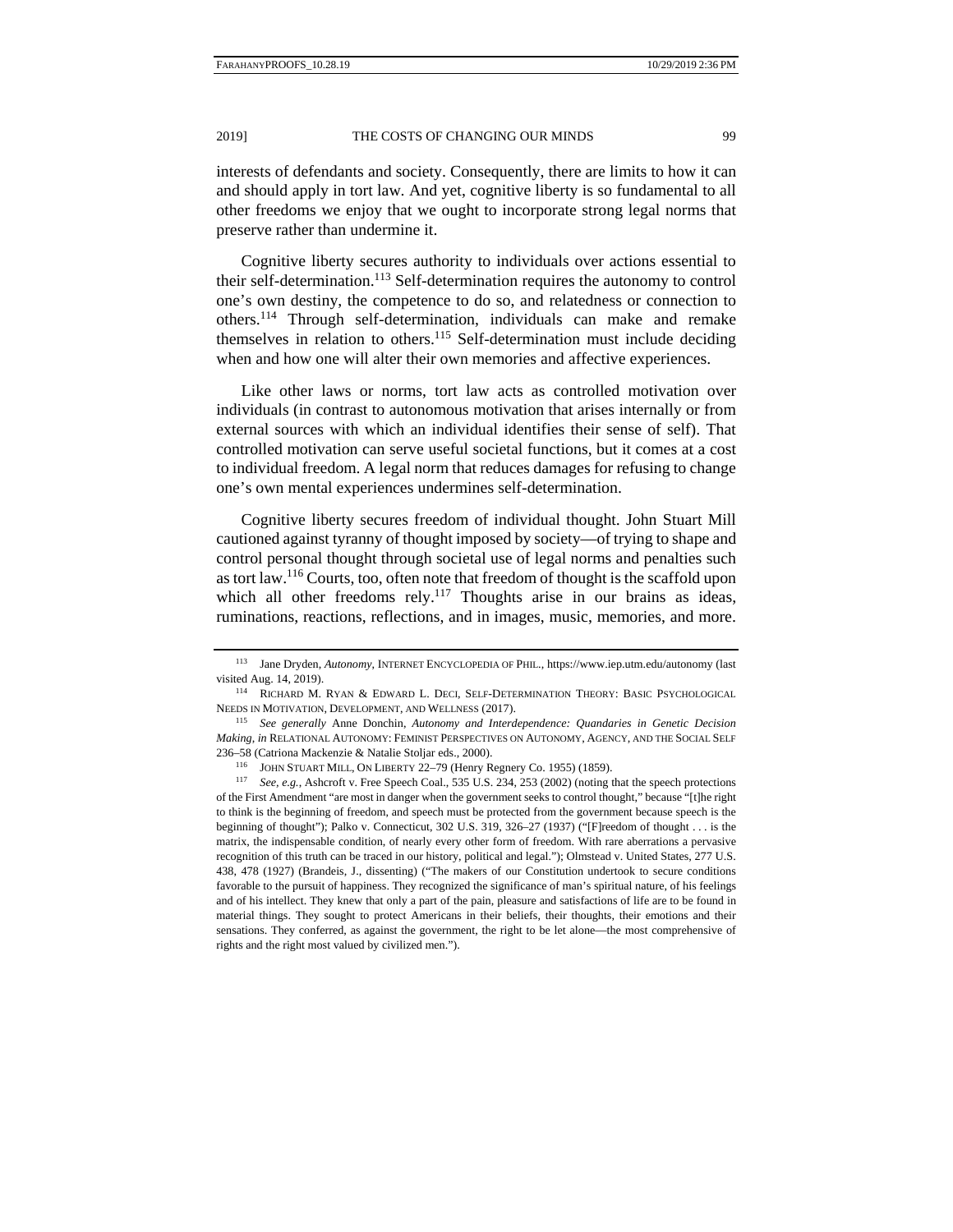interests of defendants and society. Consequently, there are limits to how it can and should apply in tort law. And yet, cognitive liberty is so fundamental to all other freedoms we enjoy that we ought to incorporate strong legal norms that preserve rather than undermine it.

Cognitive liberty secures authority to individuals over actions essential to their self-determination.[113] Self-determination requires the autonomy to control one's own destiny, the competence to do so, and relatedness or connection to others.[114] Through self-determination, individuals can make and remake themselves in relation to others.[115] Self-determination must include deciding when and how one will alter their own memories and affective experiences.

Like other laws or norms, tort law acts as controlled motivation over individuals (in contrast to autonomous motivation that arises internally or from external sources with which an individual identifies their sense of self). That controlled motivation can serve useful societal functions, but it comes at a cost to individual freedom. A legal norm that reduces damages for refusing to change one's own mental experiences undermines self-determination.

Cognitive liberty secures freedom of individual thought. John Stuart Mill cautioned against tyranny of thought imposed by society—of trying to shape and control personal thought through societal use of legal norms and penalties such as tort law.[116] Courts, too, often note that freedom of thought is the scaffold upon which all other freedoms rely.[117] Thoughts arise in our brains as ideas, ruminations, reactions, reflections, and in images, music, memories, and more.

---

[113] Jane Dryden, *Autonomy*, INTERNET ENCYCLOPEDIA OF PHIL., https://www.iep.utm.edu/autonomy (last visited Aug. 14, 2019).

[114] RICHARD M. RYAN & EDWARD L. DECI, SELF-DETERMINATION THEORY: BASIC PSYCHOLOGICAL NEEDS IN MOTIVATION, DEVELOPMENT, AND WELLNESS (2017).

[115] *See generally* Anne Donchin, *Autonomy and Interdependence: Quandaries in Genetic Decision Making*, *in* RELATIONAL AUTONOMY: FEMINIST PERSPECTIVES ON AUTONOMY, AGENCY, AND THE SOCIAL SELF 236–58 (Catriona Mackenzie & Natalie Stoljar eds., 2000).

[116] JOHN STUART MILL, ON LIBERTY 22–79 (Henry Regnery Co. 1955) (1859).

[117] *See, e.g.*, Ashcroft v. Free Speech Coal., 535 U.S. 234, 253 (2002) (noting that the speech protections of the First Amendment "are most in danger when the government seeks to control thought," because "[t]he right to think is the beginning of freedom, and speech must be protected from the government because speech is the beginning of thought"); Palko v. Connecticut, 302 U.S. 319, 326–27 (1937) ("[F]reedom of thought . . . is the matrix, the indispensable condition, of nearly every other form of freedom. With rare aberrations a pervasive recognition of this truth can be traced in our history, political and legal."); Olmstead v. United States, 277 U.S. 438, 478 (1927) (Brandeis, J., dissenting) ("The makers of our Constitution undertook to secure conditions favorable to the pursuit of happiness. They recognized the significance of man's spiritual nature, of his feelings and of his intellect. They knew that only a part of the pain, pleasure and satisfactions of life are to be found in material things. They sought to protect Americans in their beliefs, their thoughts, their emotions and their sensations. They conferred, as against the government, the right to be let alone—the most comprehensive of rights and the right most valued by civilized men.").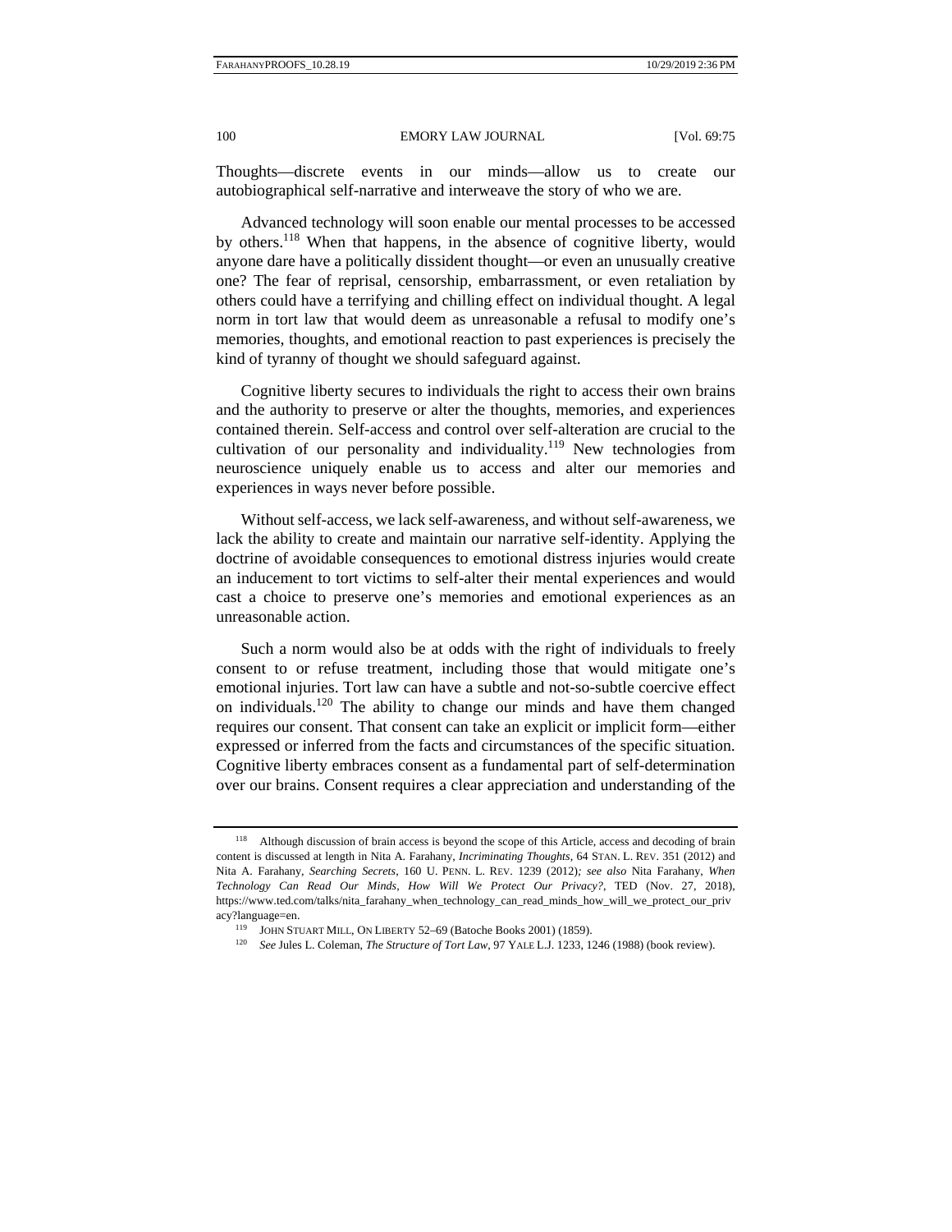Thoughts—discrete events in our minds—allow us to create our autobiographical self-narrative and interweave the story of who we are.

Advanced technology will soon enable our mental processes to be accessed by others.[118] When that happens, in the absence of cognitive liberty, would anyone dare have a politically dissident thought—or even an unusually creative one? The fear of reprisal, censorship, embarrassment, or even retaliation by others could have a terrifying and chilling effect on individual thought. A legal norm in tort law that would deem as unreasonable a refusal to modify one's memories, thoughts, and emotional reaction to past experiences is precisely the kind of tyranny of thought we should safeguard against.

Cognitive liberty secures to individuals the right to access their own brains and the authority to preserve or alter the thoughts, memories, and experiences contained therein. Self-access and control over self-alteration are crucial to the cultivation of our personality and individuality.[119] New technologies from neuroscience uniquely enable us to access and alter our memories and experiences in ways never before possible.

Without self-access, we lack self-awareness, and without self-awareness, we lack the ability to create and maintain our narrative self-identity. Applying the doctrine of avoidable consequences to emotional distress injuries would create an inducement to tort victims to self-alter their mental experiences and would cast a choice to preserve one's memories and emotional experiences as an unreasonable action.

Such a norm would also be at odds with the right of individuals to freely consent to or refuse treatment, including those that would mitigate one's emotional injuries. Tort law can have a subtle and not-so-subtle coercive effect on individuals.[120] The ability to change our minds and have them changed requires our consent. That consent can take an explicit or implicit form—either expressed or inferred from the facts and circumstances of the specific situation. Cognitive liberty embraces consent as a fundamental part of self-determination over our brains. Consent requires a clear appreciation and understanding of the

---

[118] Although discussion of brain access is beyond the scope of this Article, access and decoding of brain content is discussed at length in Nita A. Farahany, *Incriminating Thoughts*, 64 STAN. L. REV. 351 (2012) and Nita A. Farahany, *Searching Secrets*, 160 U. PENN. L. REV. 1239 (2012)*; see also* Nita Farahany, *When Technology Can Read Our Minds, How Will We Protect Our Privacy?*, TED (Nov. 27, 2018), https://www.ted.com/talks/nita_farahany_when_technology_can_read_minds_how_will_we_protect_our_privacy?language=en.

[119] JOHN STUART MILL, ON LIBERTY 52–69 (Batoche Books 2001) (1859).

[120] *See* Jules L. Coleman, *The Structure of Tort Law*, 97 YALE L.J. 1233, 1246 (1988) (book review).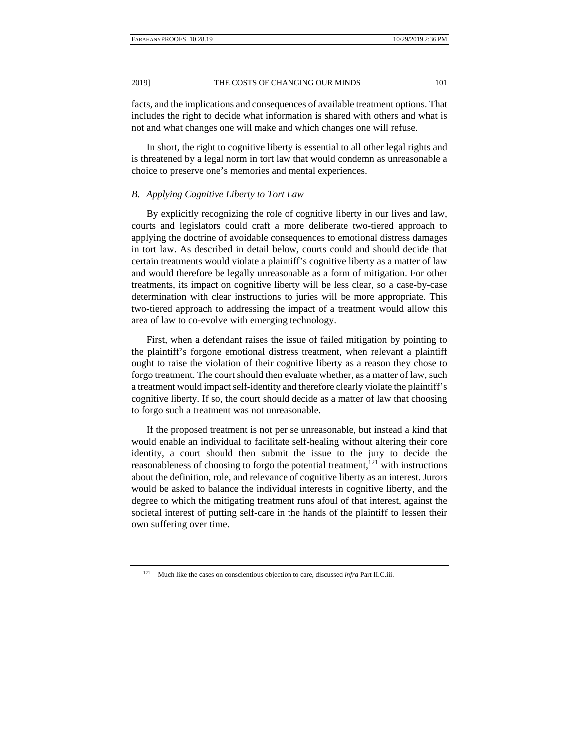facts, and the implications and consequences of available treatment options. That includes the right to decide what information is shared with others and what is not and what changes one will make and which changes one will refuse.

In short, the right to cognitive liberty is essential to all other legal rights and is threatened by a legal norm in tort law that would condemn as unreasonable a choice to preserve one's memories and mental experiences.

### *B. Applying Cognitive Liberty to Tort Law*

By explicitly recognizing the role of cognitive liberty in our lives and law, courts and legislators could craft a more deliberate two-tiered approach to applying the doctrine of avoidable consequences to emotional distress damages in tort law. As described in detail below, courts could and should decide that certain treatments would violate a plaintiff's cognitive liberty as a matter of law and would therefore be legally unreasonable as a form of mitigation. For other treatments, its impact on cognitive liberty will be less clear, so a case-by-case determination with clear instructions to juries will be more appropriate. This two-tiered approach to addressing the impact of a treatment would allow this area of law to co-evolve with emerging technology.

First, when a defendant raises the issue of failed mitigation by pointing to the plaintiff's forgone emotional distress treatment, when relevant a plaintiff ought to raise the violation of their cognitive liberty as a reason they chose to forgo treatment. The court should then evaluate whether, as a matter of law, such a treatment would impact self-identity and therefore clearly violate the plaintiff's cognitive liberty. If so, the court should decide as a matter of law that choosing to forgo such a treatment was not unreasonable.

If the proposed treatment is not per se unreasonable, but instead a kind that would enable an individual to facilitate self-healing without altering their core identity, a court should then submit the issue to the jury to decide the reasonableness of choosing to forgo the potential treatment,[121] with instructions about the definition, role, and relevance of cognitive liberty as an interest. Jurors would be asked to balance the individual interests in cognitive liberty, and the degree to which the mitigating treatment runs afoul of that interest, against the societal interest of putting self-care in the hands of the plaintiff to lessen their own suffering over time.

---

[121] Much like the cases on conscientious objection to care, discussed *infra* Part II.C.iii.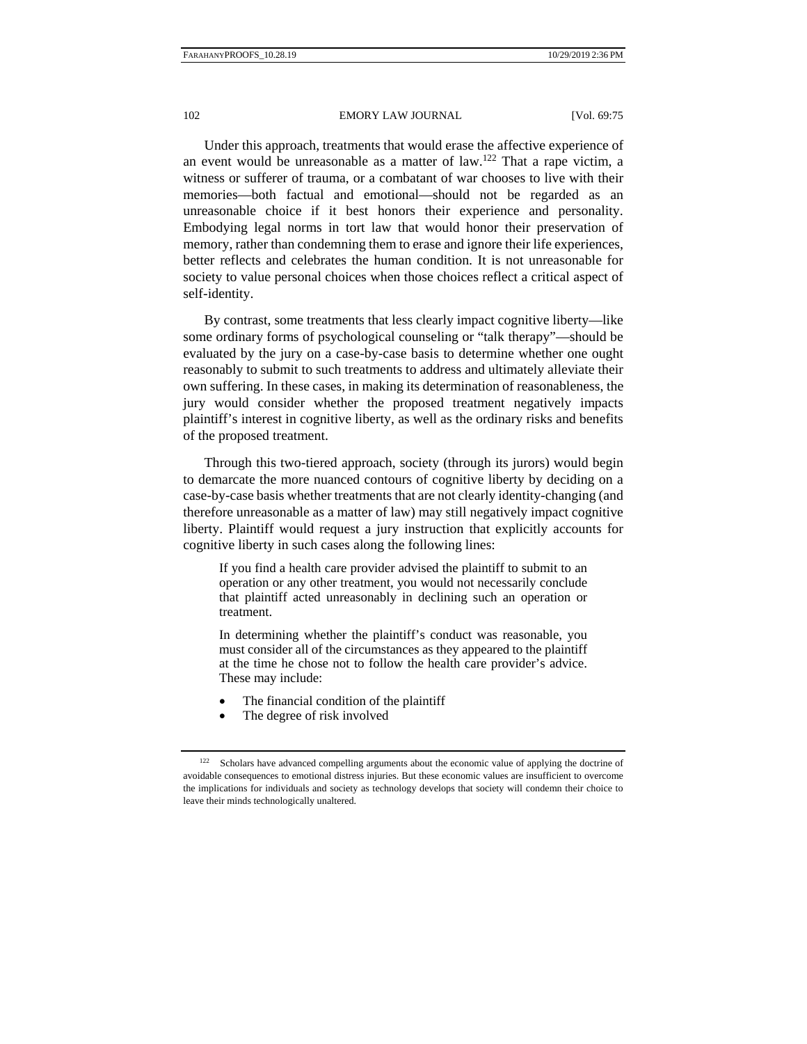Under this approach, treatments that would erase the affective experience of an event would be unreasonable as a matter of law.[122] That a rape victim, a witness or sufferer of trauma, or a combatant of war chooses to live with their memories—both factual and emotional—should not be regarded as an unreasonable choice if it best honors their experience and personality. Embodying legal norms in tort law that would honor their preservation of memory, rather than condemning them to erase and ignore their life experiences, better reflects and celebrates the human condition. It is not unreasonable for society to value personal choices when those choices reflect a critical aspect of self-identity.

By contrast, some treatments that less clearly impact cognitive liberty—like some ordinary forms of psychological counseling or "talk therapy"—should be evaluated by the jury on a case-by-case basis to determine whether one ought reasonably to submit to such treatments to address and ultimately alleviate their own suffering. In these cases, in making its determination of reasonableness, the jury would consider whether the proposed treatment negatively impacts plaintiff's interest in cognitive liberty, as well as the ordinary risks and benefits of the proposed treatment.

Through this two-tiered approach, society (through its jurors) would begin to demarcate the more nuanced contours of cognitive liberty by deciding on a case-by-case basis whether treatments that are not clearly identity-changing (and therefore unreasonable as a matter of law) may still negatively impact cognitive liberty. Plaintiff would request a jury instruction that explicitly accounts for cognitive liberty in such cases along the following lines:

> If you find a health care provider advised the plaintiff to submit to an operation or any other treatment, you would not necessarily conclude that plaintiff acted unreasonably in declining such an operation or treatment.
>
> In determining whether the plaintiff's conduct was reasonable, you must consider all of the circumstances as they appeared to the plaintiff at the time he chose not to follow the health care provider's advice. These may include:
>
> - The financial condition of the plaintiff
> - The degree of risk involved

---

[122] Scholars have advanced compelling arguments about the economic value of applying the doctrine of avoidable consequences to emotional distress injuries. But these economic values are insufficient to overcome the implications for individuals and society as technology develops that society will condemn their choice to leave their minds technologically unaltered.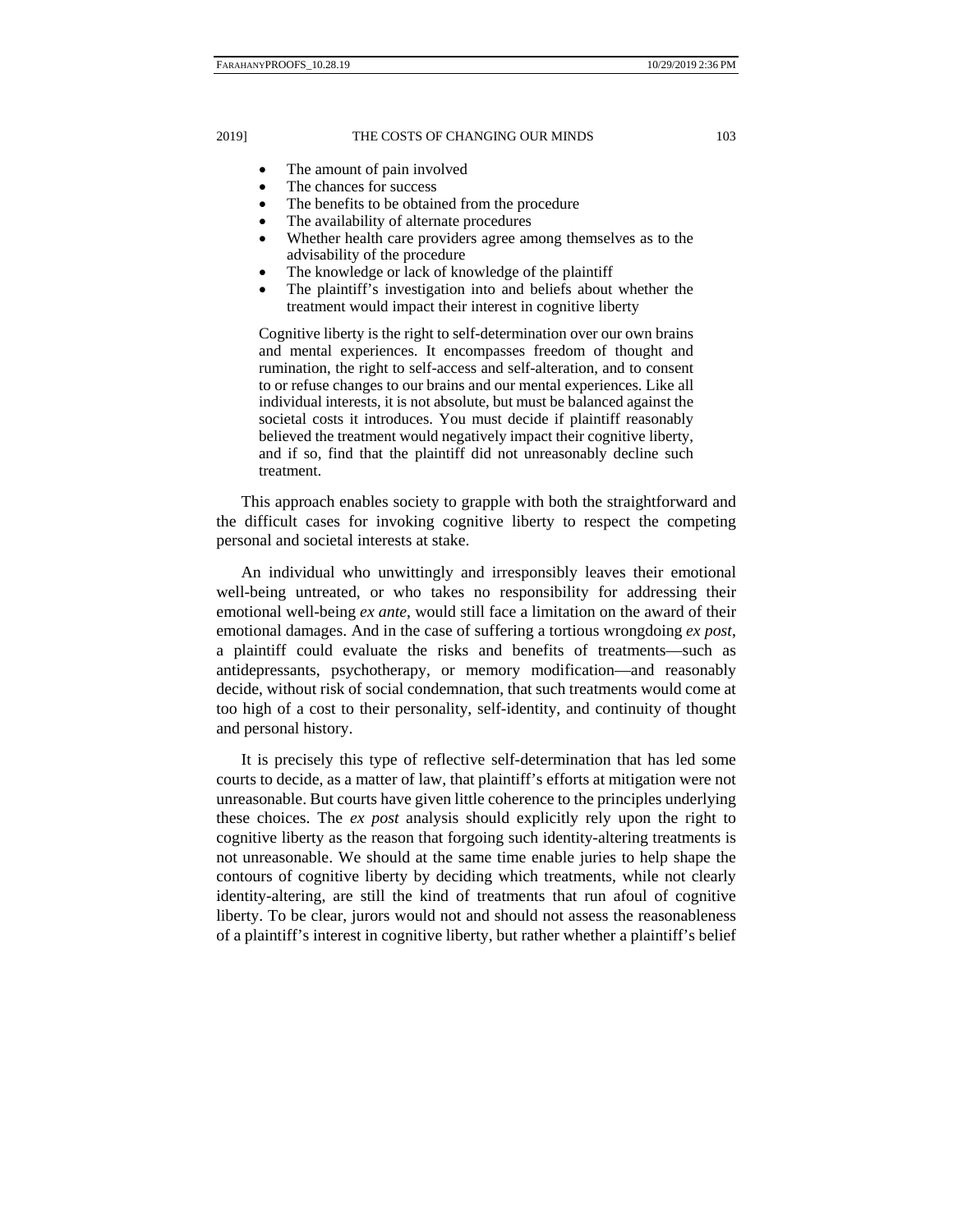- The amount of pain involved
- The chances for success
- The benefits to be obtained from the procedure
- The availability of alternate procedures
- Whether health care providers agree among themselves as to the advisability of the procedure
- The knowledge or lack of knowledge of the plaintiff
- The plaintiff's investigation into and beliefs about whether the treatment would impact their interest in cognitive liberty

> Cognitive liberty is the right to self-determination over our own brains and mental experiences. It encompasses freedom of thought and rumination, the right to self-access and self-alteration, and to consent to or refuse changes to our brains and our mental experiences. Like all individual interests, it is not absolute, but must be balanced against the societal costs it introduces. You must decide if plaintiff reasonably believed the treatment would negatively impact their cognitive liberty, and if so, find that the plaintiff did not unreasonably decline such treatment.

This approach enables society to grapple with both the straightforward and the difficult cases for invoking cognitive liberty to respect the competing personal and societal interests at stake.

An individual who unwittingly and irresponsibly leaves their emotional well-being untreated, or who takes no responsibility for addressing their emotional well-being *ex ante*, would still face a limitation on the award of their emotional damages. And in the case of suffering a tortious wrongdoing *ex post*, a plaintiff could evaluate the risks and benefits of treatments—such as antidepressants, psychotherapy, or memory modification—and reasonably decide, without risk of social condemnation, that such treatments would come at too high of a cost to their personality, self-identity, and continuity of thought and personal history.

It is precisely this type of reflective self-determination that has led some courts to decide, as a matter of law, that plaintiff's efforts at mitigation were not unreasonable. But courts have given little coherence to the principles underlying these choices. The *ex post* analysis should explicitly rely upon the right to cognitive liberty as the reason that forgoing such identity-altering treatments is not unreasonable. We should at the same time enable juries to help shape the contours of cognitive liberty by deciding which treatments, while not clearly identity-altering, are still the kind of treatments that run afoul of cognitive liberty. To be clear, jurors would not and should not assess the reasonableness of a plaintiff's interest in cognitive liberty, but rather whether a plaintiff's belief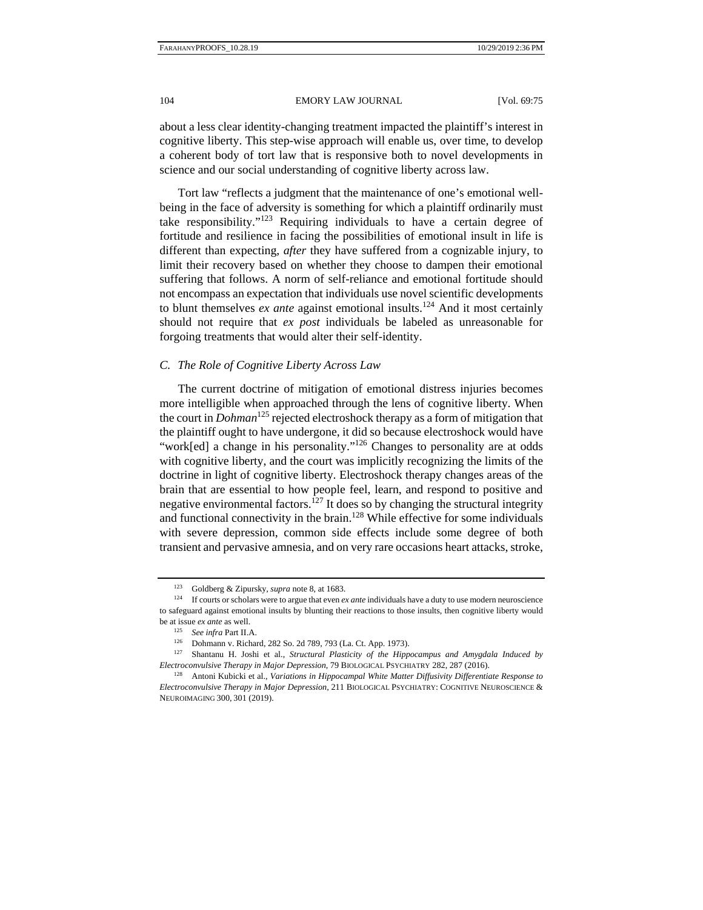about a less clear identity-changing treatment impacted the plaintiff's interest in cognitive liberty. This step-wise approach will enable us, over time, to develop a coherent body of tort law that is responsive both to novel developments in science and our social understanding of cognitive liberty across law.

Tort law "reflects a judgment that the maintenance of one's emotional well-being in the face of adversity is something for which a plaintiff ordinarily must take responsibility."[123] Requiring individuals to have a certain degree of fortitude and resilience in facing the possibilities of emotional insult in life is different than expecting, *after* they have suffered from a cognizable injury, to limit their recovery based on whether they choose to dampen their emotional suffering that follows. A norm of self-reliance and emotional fortitude should not encompass an expectation that individuals use novel scientific developments to blunt themselves *ex ante* against emotional insults.[124] And it most certainly should not require that *ex post* individuals be labeled as unreasonable for forgoing treatments that would alter their self-identity.

### *C. The Role of Cognitive Liberty Across Law*

The current doctrine of mitigation of emotional distress injuries becomes more intelligible when approached through the lens of cognitive liberty. When the court in *Dohman*[125] rejected electroshock therapy as a form of mitigation that the plaintiff ought to have undergone, it did so because electroshock would have "work[ed] a change in his personality."[126] Changes to personality are at odds with cognitive liberty, and the court was implicitly recognizing the limits of the doctrine in light of cognitive liberty. Electroshock therapy changes areas of the brain that are essential to how people feel, learn, and respond to positive and negative environmental factors.[127] It does so by changing the structural integrity and functional connectivity in the brain.[128] While effective for some individuals with severe depression, common side effects include some degree of both transient and pervasive amnesia, and on very rare occasions heart attacks, stroke,

---

[123] Goldberg & Zipursky, *supra* note 8, at 1683.

[124] If courts or scholars were to argue that even *ex ante* individuals have a duty to use modern neuroscience to safeguard against emotional insults by blunting their reactions to those insults, then cognitive liberty would be at issue *ex ante* as well.

[125] *See infra* Part II.A.

[126] Dohmann v. Richard, 282 So. 2d 789, 793 (La. Ct. App. 1973).

[127] Shantanu H. Joshi et al., *Structural Plasticity of the Hippocampus and Amygdala Induced by Electroconvulsive Therapy in Major Depression*, 79 BIOLOGICAL PSYCHIATRY 282, 287 (2016).

[128] Antoni Kubicki et al., *Variations in Hippocampal White Matter Diffusivity Differentiate Response to Electroconvulsive Therapy in Major Depression*, 211 BIOLOGICAL PSYCHIATRY: COGNITIVE NEUROSCIENCE & NEUROIMAGING 300, 301 (2019).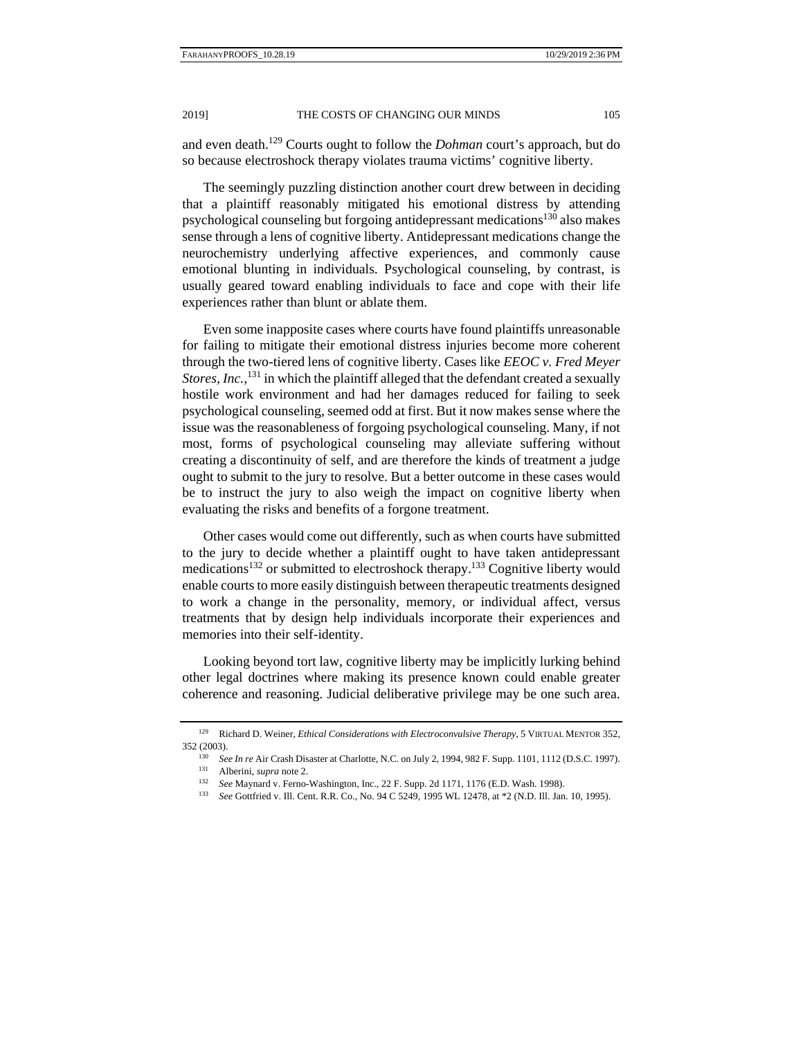and even death.[129] Courts ought to follow the *Dohman* court's approach, but do so because electroshock therapy violates trauma victims' cognitive liberty.

The seemingly puzzling distinction another court drew between in deciding that a plaintiff reasonably mitigated his emotional distress by attending psychological counseling but forgoing antidepressant medications[130] also makes sense through a lens of cognitive liberty. Antidepressant medications change the neurochemistry underlying affective experiences, and commonly cause emotional blunting in individuals. Psychological counseling, by contrast, is usually geared toward enabling individuals to face and cope with their life experiences rather than blunt or ablate them.

Even some inapposite cases where courts have found plaintiffs unreasonable for failing to mitigate their emotional distress injuries become more coherent through the two-tiered lens of cognitive liberty. Cases like *EEOC v. Fred Meyer Stores, Inc.*,[131] in which the plaintiff alleged that the defendant created a sexually hostile work environment and had her damages reduced for failing to seek psychological counseling, seemed odd at first. But it now makes sense where the issue was the reasonableness of forgoing psychological counseling. Many, if not most, forms of psychological counseling may alleviate suffering without creating a discontinuity of self, and are therefore the kinds of treatment a judge ought to submit to the jury to resolve. But a better outcome in these cases would be to instruct the jury to also weigh the impact on cognitive liberty when evaluating the risks and benefits of a forgone treatment.

Other cases would come out differently, such as when courts have submitted to the jury to decide whether a plaintiff ought to have taken antidepressant medications[132] or submitted to electroshock therapy.[133] Cognitive liberty would enable courts to more easily distinguish between therapeutic treatments designed to work a change in the personality, memory, or individual affect, versus treatments that by design help individuals incorporate their experiences and memories into their self-identity.

Looking beyond tort law, cognitive liberty may be implicitly lurking behind other legal doctrines where making its presence known could enable greater coherence and reasoning. Judicial deliberative privilege may be one such area.

---

[129] Richard D. Weiner, *Ethical Considerations with Electroconvulsive Therapy*, 5 VIRTUAL MENTOR 352, 352 (2003).

[130] *See In re* Air Crash Disaster at Charlotte, N.C. on July 2, 1994, 982 F. Supp. 1101, 1112 (D.S.C. 1997).

[131] Alberini, *supra* note 2.

[132] *See* Maynard v. Ferno-Washington, Inc., 22 F. Supp. 2d 1171, 1176 (E.D. Wash. 1998).

[133] *See* Gottfried v. Ill. Cent. R.R. Co., No. 94 C 5249, 1995 WL 12478, at *2 (N.D. Ill. Jan. 10, 1995).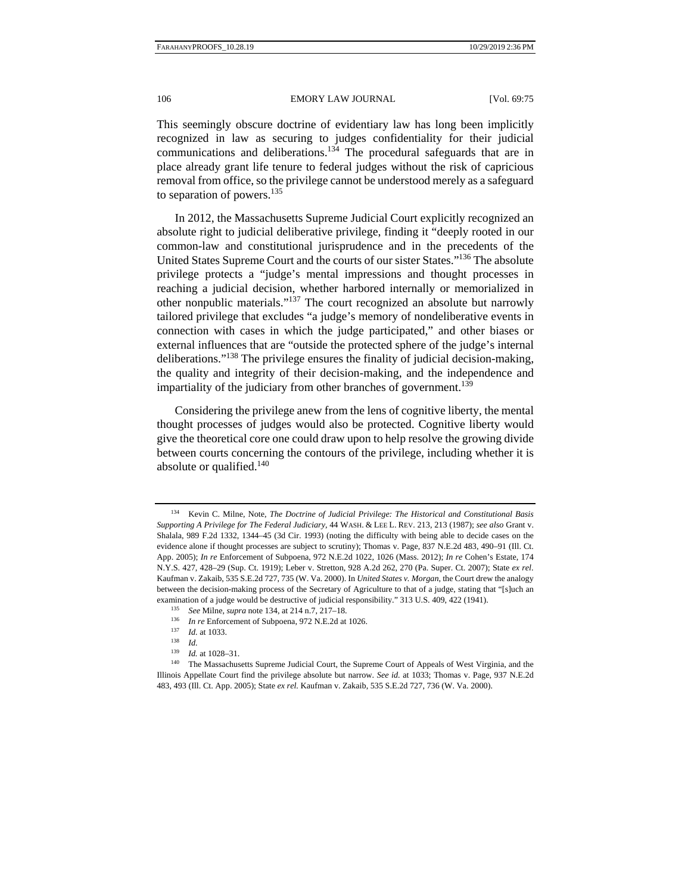This seemingly obscure doctrine of evidentiary law has long been implicitly recognized in law as securing to judges confidentiality for their judicial communications and deliberations.[134] The procedural safeguards that are in place already grant life tenure to federal judges without the risk of capricious removal from office, so the privilege cannot be understood merely as a safeguard to separation of powers.[135]

In 2012, the Massachusetts Supreme Judicial Court explicitly recognized an absolute right to judicial deliberative privilege, finding it "deeply rooted in our common-law and constitutional jurisprudence and in the precedents of the United States Supreme Court and the courts of our sister States."[136] The absolute privilege protects a "judge's mental impressions and thought processes in reaching a judicial decision, whether harbored internally or memorialized in other nonpublic materials."[137] The court recognized an absolute but narrowly tailored privilege that excludes "a judge's memory of nondeliberative events in connection with cases in which the judge participated," and other biases or external influences that are "outside the protected sphere of the judge's internal deliberations."[138] The privilege ensures the finality of judicial decision-making, the quality and integrity of their decision-making, and the independence and impartiality of the judiciary from other branches of government.[139]

Considering the privilege anew from the lens of cognitive liberty, the mental thought processes of judges would also be protected. Cognitive liberty would give the theoretical core one could draw upon to help resolve the growing divide between courts concerning the contours of the privilege, including whether it is absolute or qualified.[140]

---

[134] Kevin C. Milne, Note, *The Doctrine of Judicial Privilege: The Historical and Constitutional Basis Supporting A Privilege for The Federal Judiciary*, 44 WASH. & LEE L. REV. 213, 213 (1987); *see also* Grant v. Shalala, 989 F.2d 1332, 1344–45 (3d Cir. 1993) (noting the difficulty with being able to decide cases on the evidence alone if thought processes are subject to scrutiny); Thomas v. Page, 837 N.E.2d 483, 490–91 (Ill. Ct. App. 2005); *In re* Enforcement of Subpoena, 972 N.E.2d 1022, 1026 (Mass. 2012); *In re* Cohen's Estate, 174 N.Y.S. 427, 428–29 (Sup. Ct. 1919); Leber v. Stretton, 928 A.2d 262, 270 (Pa. Super. Ct. 2007); State *ex rel*. Kaufman v. Zakaib, 535 S.E.2d 727, 735 (W. Va. 2000). In *United States v. Morgan*, the Court drew the analogy between the decision-making process of the Secretary of Agriculture to that of a judge, stating that "[s]uch an examination of a judge would be destructive of judicial responsibility." 313 U.S. 409, 422 (1941).

[135] *See* Milne, *supra* note 134, at 214 n.7, 217–18.

[136] *In re* Enforcement of Subpoena, 972 N.E.2d at 1026.

[137] *Id.* at 1033.

[138] *Id.*

[139] *Id.* at 1028–31.

[140] The Massachusetts Supreme Judicial Court, the Supreme Court of Appeals of West Virginia, and the Illinois Appellate Court find the privilege absolute but narrow. *See id.* at 1033; Thomas v. Page, 937 N.E.2d 483, 493 (Ill. Ct. App. 2005); State *ex rel.* Kaufman v. Zakaib, 535 S.E.2d 727, 736 (W. Va. 2000).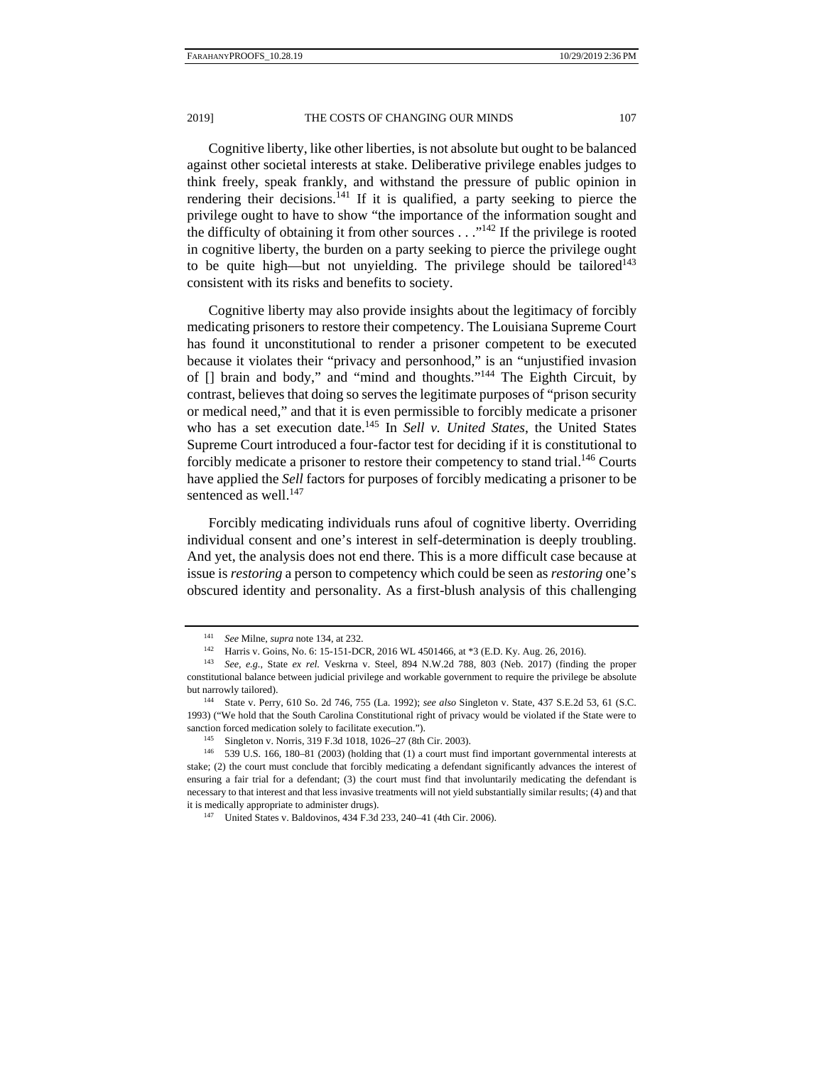Cognitive liberty, like other liberties, is not absolute but ought to be balanced against other societal interests at stake. Deliberative privilege enables judges to think freely, speak frankly, and withstand the pressure of public opinion in rendering their decisions.[141] If it is qualified, a party seeking to pierce the privilege ought to have to show "the importance of the information sought and the difficulty of obtaining it from other sources . . ."[142] If the privilege is rooted in cognitive liberty, the burden on a party seeking to pierce the privilege ought to be quite high—but not unyielding. The privilege should be tailored[143] consistent with its risks and benefits to society.

Cognitive liberty may also provide insights about the legitimacy of forcibly medicating prisoners to restore their competency. The Louisiana Supreme Court has found it unconstitutional to render a prisoner competent to be executed because it violates their "privacy and personhood," is an "unjustified invasion of [] brain and body," and "mind and thoughts."[144] The Eighth Circuit, by contrast, believes that doing so serves the legitimate purposes of "prison security or medical need," and that it is even permissible to forcibly medicate a prisoner who has a set execution date.[145] In *Sell v. United States*, the United States Supreme Court introduced a four-factor test for deciding if it is constitutional to forcibly medicate a prisoner to restore their competency to stand trial.[146] Courts have applied the *Sell* factors for purposes of forcibly medicating a prisoner to be sentenced as well.[147]

Forcibly medicating individuals runs afoul of cognitive liberty. Overriding individual consent and one's interest in self-determination is deeply troubling. And yet, the analysis does not end there. This is a more difficult case because at issue is *restoring* a person to competency which could be seen as *restoring* one's obscured identity and personality. As a first-blush analysis of this challenging

---

[141] *See* Milne, *supra* note 134, at 232.

[142] Harris v. Goins, No. 6: 15-151-DCR, 2016 WL 4501466, at *3 (E.D. Ky. Aug. 26, 2016).

[143] *See, e.g.*, State *ex rel.* Veskrna v. Steel, 894 N.W.2d 788, 803 (Neb. 2017) (finding the proper constitutional balance between judicial privilege and workable government to require the privilege be absolute but narrowly tailored).

[144] State v. Perry, 610 So. 2d 746, 755 (La. 1992); *see also* Singleton v. State, 437 S.E.2d 53, 61 (S.C. 1993) ("We hold that the South Carolina Constitutional right of privacy would be violated if the State were to sanction forced medication solely to facilitate execution.").

[145] Singleton v. Norris, 319 F.3d 1018, 1026–27 (8th Cir. 2003).

[146] 539 U.S. 166, 180–81 (2003) (holding that (1) a court must find important governmental interests at stake; (2) the court must conclude that forcibly medicating a defendant significantly advances the interest of ensuring a fair trial for a defendant; (3) the court must find that involuntarily medicating the defendant is necessary to that interest and that less invasive treatments will not yield substantially similar results; (4) and that it is medically appropriate to administer drugs).

[147] United States v. Baldovinos, 434 F.3d 233, 240–41 (4th Cir. 2006).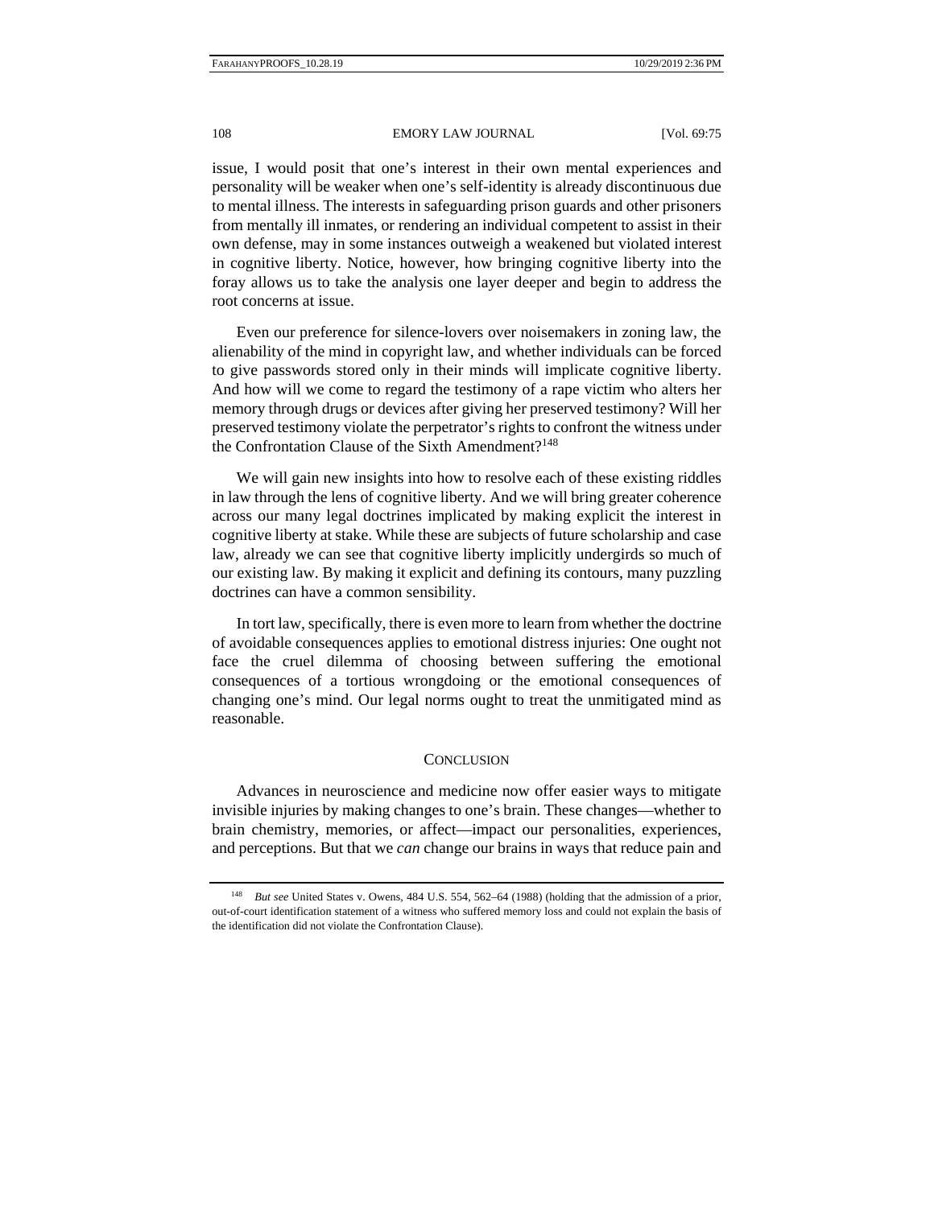issue, I would posit that one's interest in their own mental experiences and personality will be weaker when one's self-identity is already discontinuous due to mental illness. The interests in safeguarding prison guards and other prisoners from mentally ill inmates, or rendering an individual competent to assist in their own defense, may in some instances outweigh a weakened but violated interest in cognitive liberty. Notice, however, how bringing cognitive liberty into the foray allows us to take the analysis one layer deeper and begin to address the root concerns at issue.

Even our preference for silence-lovers over noisemakers in zoning law, the alienability of the mind in copyright law, and whether individuals can be forced to give passwords stored only in their minds will implicate cognitive liberty. And how will we come to regard the testimony of a rape victim who alters her memory through drugs or devices after giving her preserved testimony? Will her preserved testimony violate the perpetrator's rights to confront the witness under the Confrontation Clause of the Sixth Amendment?[148]

We will gain new insights into how to resolve each of these existing riddles in law through the lens of cognitive liberty. And we will bring greater coherence across our many legal doctrines implicated by making explicit the interest in cognitive liberty at stake. While these are subjects of future scholarship and case law, already we can see that cognitive liberty implicitly undergirds so much of our existing law. By making it explicit and defining its contours, many puzzling doctrines can have a common sensibility.

In tort law, specifically, there is even more to learn from whether the doctrine of avoidable consequences applies to emotional distress injuries: One ought not face the cruel dilemma of choosing between suffering the emotional consequences of a tortious wrongdoing or the emotional consequences of changing one's mind. Our legal norms ought to treat the unmitigated mind as reasonable.

## CONCLUSION

Advances in neuroscience and medicine now offer easier ways to mitigate invisible injuries by making changes to one's brain. These changes—whether to brain chemistry, memories, or affect—impact our personalities, experiences, and perceptions. But that we *can* change our brains in ways that reduce pain and

---

[148] *But see* United States v. Owens, 484 U.S. 554, 562–64 (1988) (holding that the admission of a prior, out-of-court identification statement of a witness who suffered memory loss and could not explain the basis of the identification did not violate the Confrontation Clause).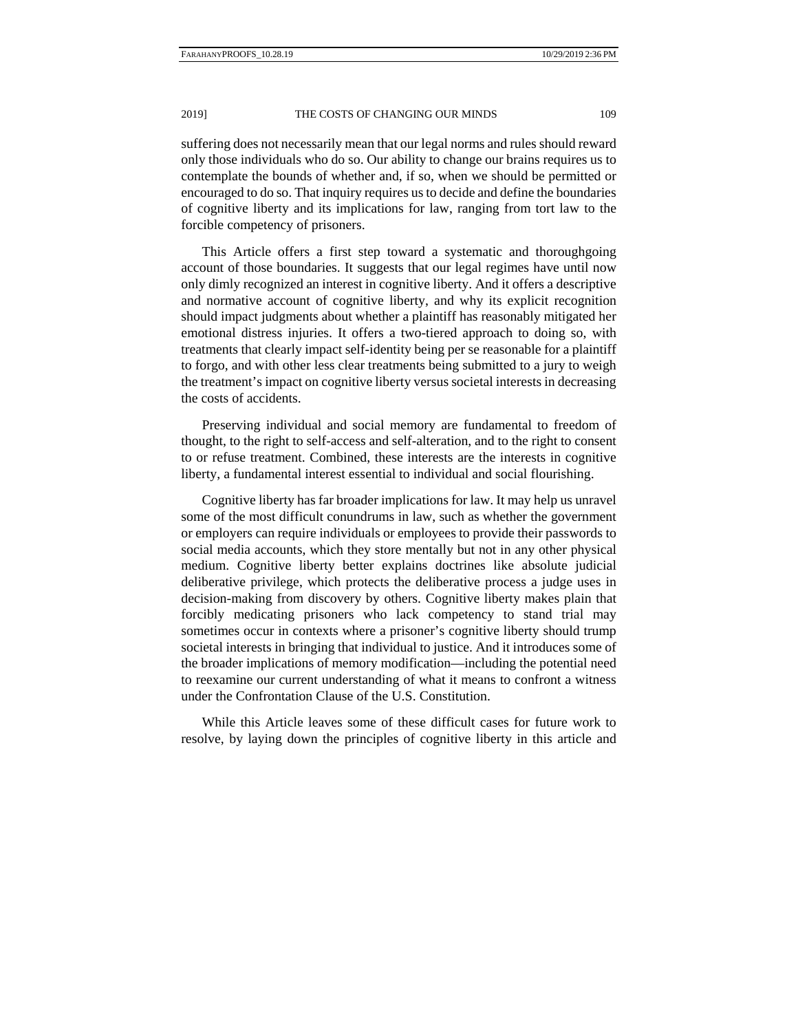suffering does not necessarily mean that our legal norms and rules should reward only those individuals who do so. Our ability to change our brains requires us to contemplate the bounds of whether and, if so, when we should be permitted or encouraged to do so. That inquiry requires us to decide and define the boundaries of cognitive liberty and its implications for law, ranging from tort law to the forcible competency of prisoners.

This Article offers a first step toward a systematic and thoroughgoing account of those boundaries. It suggests that our legal regimes have until now only dimly recognized an interest in cognitive liberty. And it offers a descriptive and normative account of cognitive liberty, and why its explicit recognition should impact judgments about whether a plaintiff has reasonably mitigated her emotional distress injuries. It offers a two-tiered approach to doing so, with treatments that clearly impact self-identity being per se reasonable for a plaintiff to forgo, and with other less clear treatments being submitted to a jury to weigh the treatment's impact on cognitive liberty versus societal interests in decreasing the costs of accidents.

Preserving individual and social memory are fundamental to freedom of thought, to the right to self-access and self-alteration, and to the right to consent to or refuse treatment. Combined, these interests are the interests in cognitive liberty, a fundamental interest essential to individual and social flourishing.

Cognitive liberty has far broader implications for law. It may help us unravel some of the most difficult conundrums in law, such as whether the government or employers can require individuals or employees to provide their passwords to social media accounts, which they store mentally but not in any other physical medium. Cognitive liberty better explains doctrines like absolute judicial deliberative privilege, which protects the deliberative process a judge uses in decision-making from discovery by others. Cognitive liberty makes plain that forcibly medicating prisoners who lack competency to stand trial may sometimes occur in contexts where a prisoner's cognitive liberty should trump societal interests in bringing that individual to justice. And it introduces some of the broader implications of memory modification—including the potential need to reexamine our current understanding of what it means to confront a witness under the Confrontation Clause of the U.S. Constitution.

While this Article leaves some of these difficult cases for future work to resolve, by laying down the principles of cognitive liberty in this article and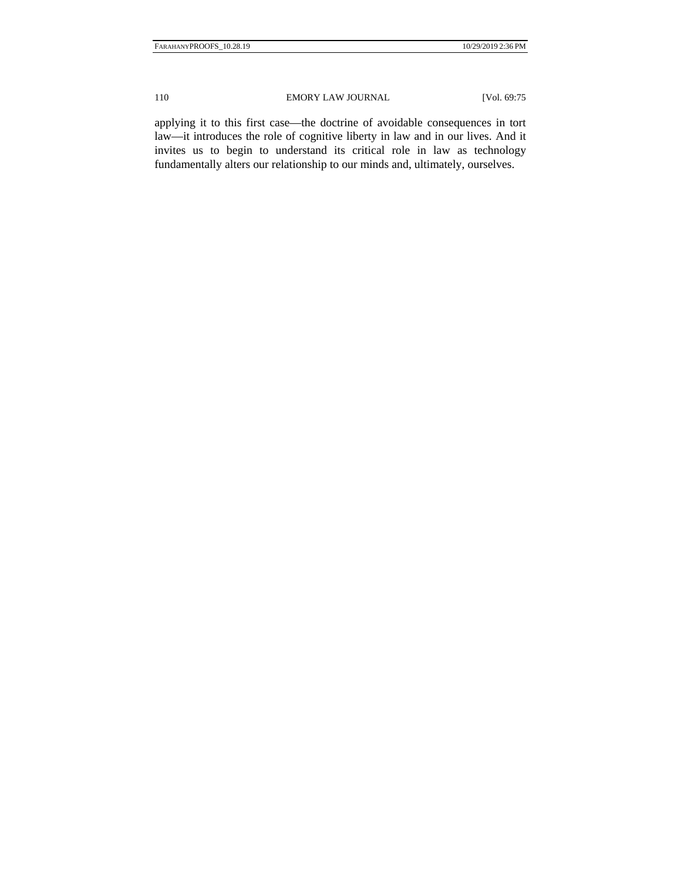applying it to this first case—the doctrine of avoidable consequences in tort law—it introduces the role of cognitive liberty in law and in our lives. And it invites us to begin to understand its critical role in law as technology fundamentally alters our relationship to our minds and, ultimately, ourselves.